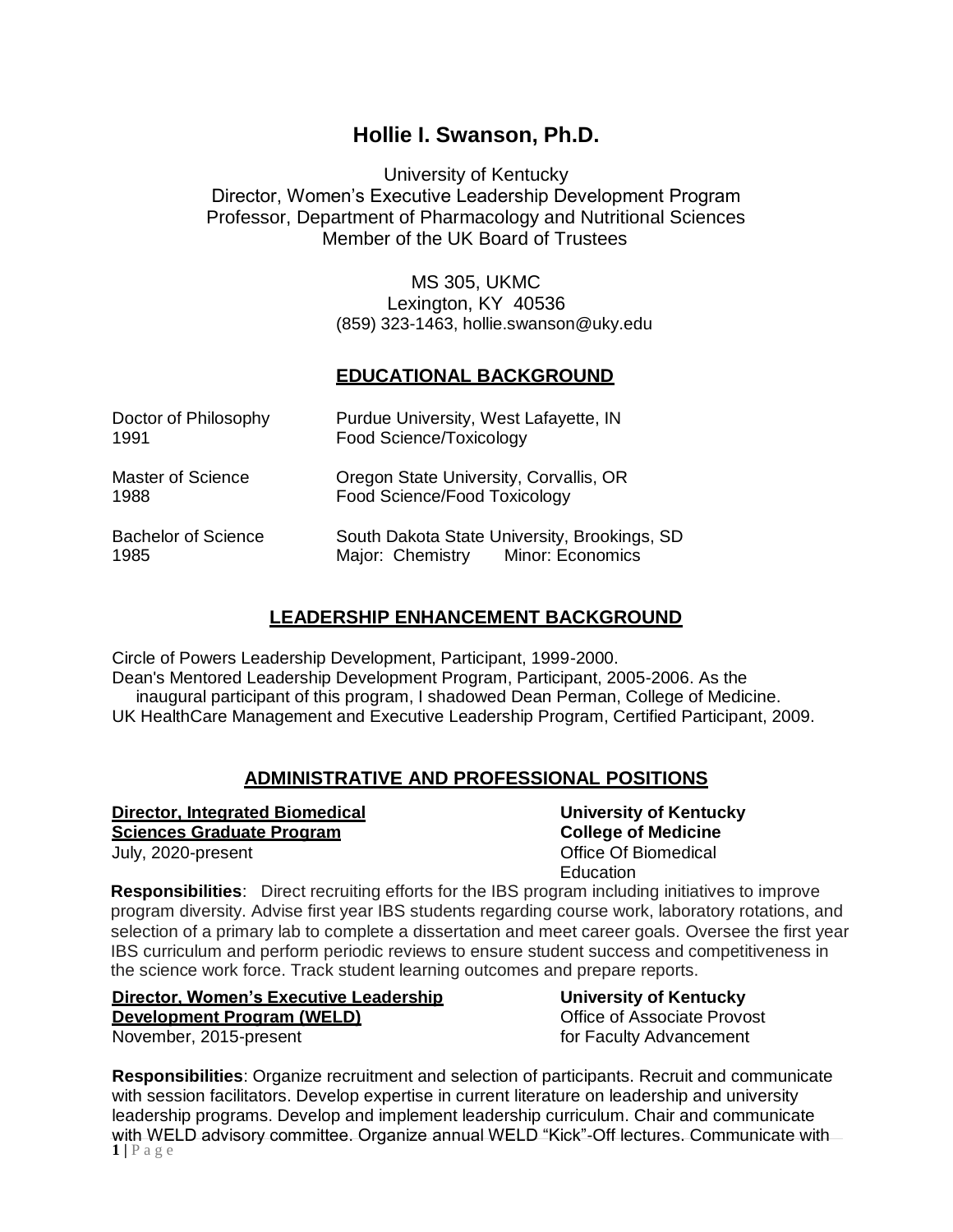# Hollie I. Swanson, Ph.D.

University of Kentucky
Director, Women's Executive Leadership Development Program
Professor, Department of Pharmacology and Nutritional Sciences
Member of the UK Board of Trustees

MS 305, UKMC
Lexington, KY 40536
(859) 323-1463, hollie.swanson@uky.edu

## EDUCATIONAL BACKGROUND

| | |
|---|---|
| Doctor of Philosophy<br>1991 | Purdue University, West Lafayette, IN<br>Food Science/Toxicology |
| Master of Science<br>1988 | Oregon State University, Corvallis, OR<br>Food Science/Food Toxicology |
| Bachelor of Science<br>1985 | South Dakota State University, Brookings, SD<br>Major: Chemistry Minor: Economics |

## LEADERSHIP ENHANCEMENT BACKGROUND

Circle of Powers Leadership Development, Participant, 1999-2000.
Dean's Mentored Leadership Development Program, Participant, 2005-2006. As the inaugural participant of this program, I shadowed Dean Perman, College of Medicine.
UK HealthCare Management and Executive Leadership Program, Certified Participant, 2009.

## ADMINISTRATIVE AND PROFESSIONAL POSITIONS

**Director, Integrated Biomedical Sciences Graduate Program**
July, 2020-present

**University of Kentucky**
**College of Medicine**
Office Of Biomedical Education

**Responsibilities**: Direct recruiting efforts for the IBS program including initiatives to improve program diversity. Advise first year IBS students regarding course work, laboratory rotations, and selection of a primary lab to complete a dissertation and meet career goals. Oversee the first year IBS curriculum and perform periodic reviews to ensure student success and competitiveness in the science work force. Track student learning outcomes and prepare reports.

**Director, Women's Executive Leadership Development Program (WELD)**
November, 2015-present

**University of Kentucky**
Office of Associate Provost for Faculty Advancement

**Responsibilities**: Organize recruitment and selection of participants. Recruit and communicate with session facilitators. Develop expertise in current literature on leadership and university leadership programs. Develop and implement leadership curriculum. Chair and communicate with WELD advisory committee. Organize annual WELD "Kick"-Off lectures. Communicate with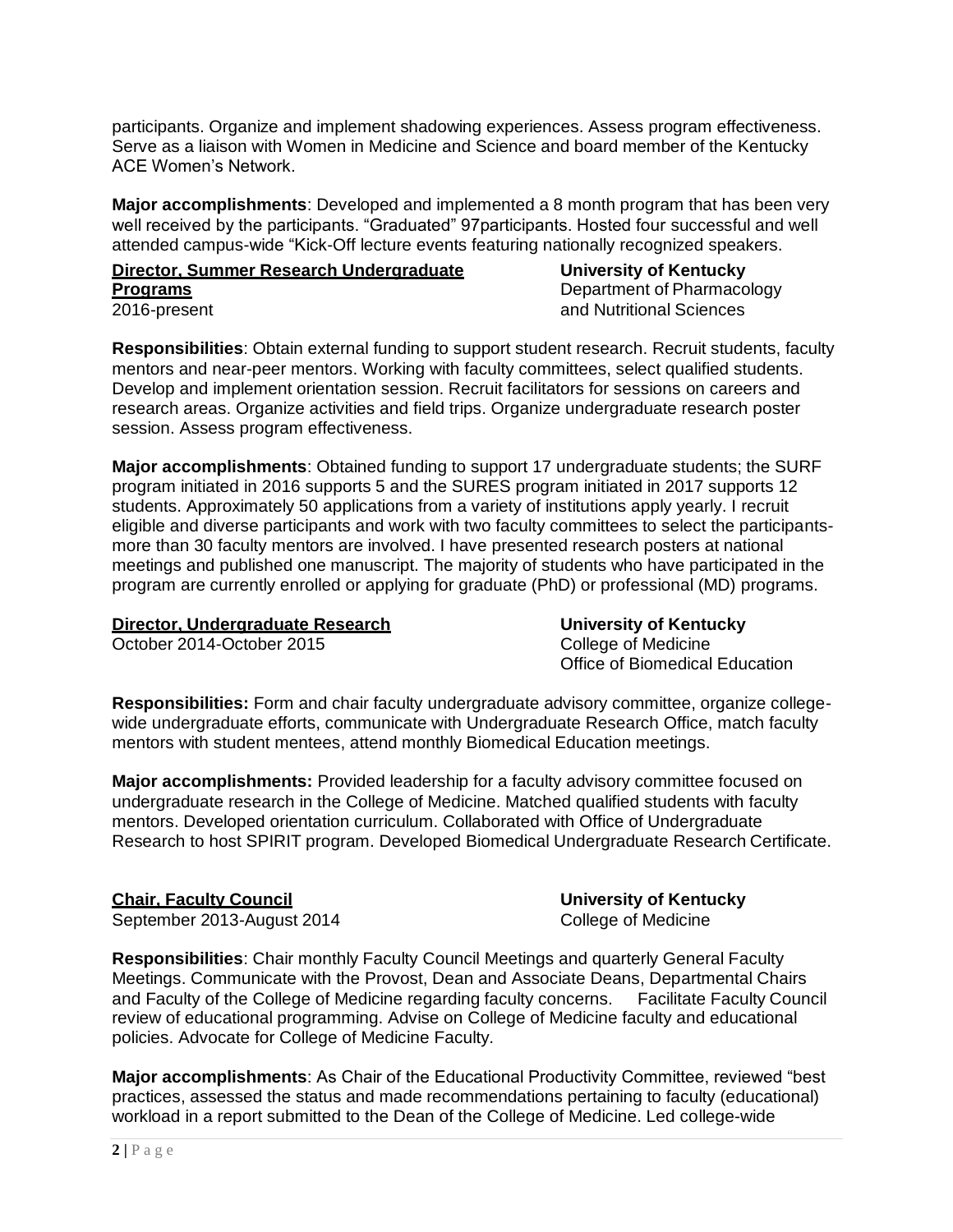participants. Organize and implement shadowing experiences. Assess program effectiveness. Serve as a liaison with Women in Medicine and Science and board member of the Kentucky ACE Women's Network.

**Major accomplishments**: Developed and implemented a 8 month program that has been very well received by the participants. "Graduated" 97participants. Hosted four successful and well attended campus-wide "Kick-Off lecture events featuring nationally recognized speakers.

**<u>Director, Summer Research Undergraduate Programs</u>**
2016-present

**University of Kentucky**
Department of Pharmacology and Nutritional Sciences

**Responsibilities**: Obtain external funding to support student research. Recruit students, faculty mentors and near-peer mentors. Working with faculty committees, select qualified students. Develop and implement orientation session. Recruit facilitators for sessions on careers and research areas. Organize activities and field trips. Organize undergraduate research poster session. Assess program effectiveness.

**Major accomplishments**: Obtained funding to support 17 undergraduate students; the SURF program initiated in 2016 supports 5 and the SURES program initiated in 2017 supports 12 students. Approximately 50 applications from a variety of institutions apply yearly. I recruit eligible and diverse participants and work with two faculty committees to select the participants- more than 30 faculty mentors are involved. I have presented research posters at national meetings and published one manuscript. The majority of students who have participated in the program are currently enrolled or applying for graduate (PhD) or professional (MD) programs.

**<u>Director, Undergraduate Research</u>**
October 2014-October 2015

**University of Kentucky**
College of Medicine
Office of Biomedical Education

**Responsibilities:** Form and chair faculty undergraduate advisory committee, organize college-wide undergraduate efforts, communicate with Undergraduate Research Office, match faculty mentors with student mentees, attend monthly Biomedical Education meetings.

**Major accomplishments:** Provided leadership for a faculty advisory committee focused on undergraduate research in the College of Medicine. Matched qualified students with faculty mentors. Developed orientation curriculum. Collaborated with Office of Undergraduate Research to host SPIRIT program. Developed Biomedical Undergraduate Research Certificate.

**<u>Chair, Faculty Council</u>**
September 2013-August 2014

**University of Kentucky**
College of Medicine

**Responsibilities**: Chair monthly Faculty Council Meetings and quarterly General Faculty Meetings. Communicate with the Provost, Dean and Associate Deans, Departmental Chairs and Faculty of the College of Medicine regarding faculty concerns. Facilitate Faculty Council review of educational programming. Advise on College of Medicine faculty and educational policies. Advocate for College of Medicine Faculty.

**Major accomplishments**: As Chair of the Educational Productivity Committee, reviewed "best practices, assessed the status and made recommendations pertaining to faculty (educational) workload in a report submitted to the Dean of the College of Medicine. Led college-wide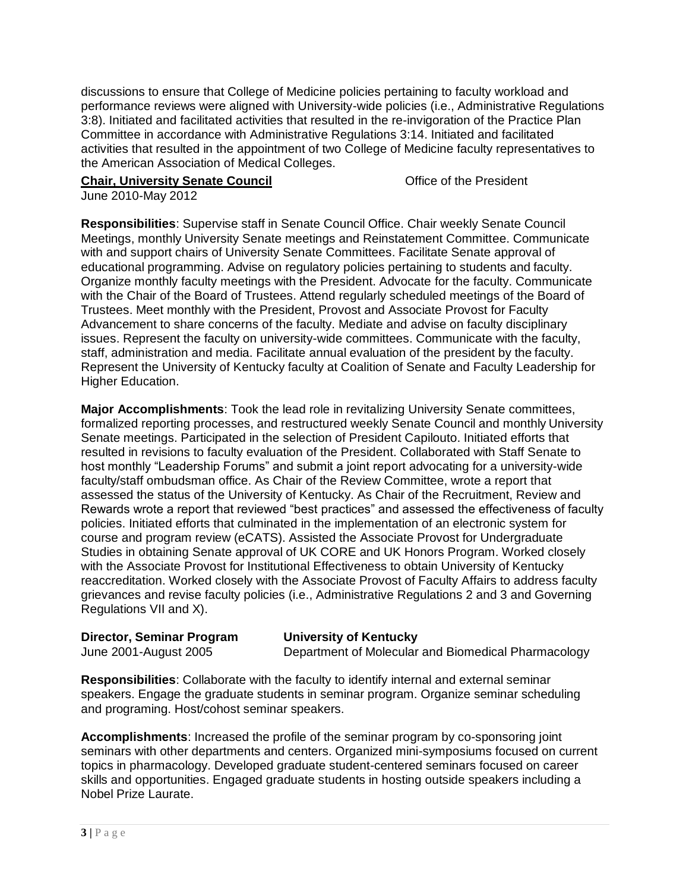discussions to ensure that College of Medicine policies pertaining to faculty workload and performance reviews were aligned with University-wide policies (i.e., Administrative Regulations 3:8). Initiated and facilitated activities that resulted in the re-invigoration of the Practice Plan Committee in accordance with Administrative Regulations 3:14. Initiated and facilitated activities that resulted in the appointment of two College of Medicine faculty representatives to the American Association of Medical Colleges.

**Chair, University Senate Council** — Office of the President
June 2010-May 2012

**Responsibilities**: Supervise staff in Senate Council Office. Chair weekly Senate Council Meetings, monthly University Senate meetings and Reinstatement Committee. Communicate with and support chairs of University Senate Committees. Facilitate Senate approval of educational programming. Advise on regulatory policies pertaining to students and faculty. Organize monthly faculty meetings with the President. Advocate for the faculty. Communicate with the Chair of the Board of Trustees. Attend regularly scheduled meetings of the Board of Trustees. Meet monthly with the President, Provost and Associate Provost for Faculty Advancement to share concerns of the faculty. Mediate and advise on faculty disciplinary issues. Represent the faculty on university-wide committees. Communicate with the faculty, staff, administration and media. Facilitate annual evaluation of the president by the faculty. Represent the University of Kentucky faculty at Coalition of Senate and Faculty Leadership for Higher Education.

**Major Accomplishments**: Took the lead role in revitalizing University Senate committees, formalized reporting processes, and restructured weekly Senate Council and monthly University Senate meetings. Participated in the selection of President Capilouto. Initiated efforts that resulted in revisions to faculty evaluation of the President. Collaborated with Staff Senate to host monthly "Leadership Forums" and submit a joint report advocating for a university-wide faculty/staff ombudsman office. As Chair of the Review Committee, wrote a report that assessed the status of the University of Kentucky. As Chair of the Recruitment, Review and Rewards wrote a report that reviewed "best practices" and assessed the effectiveness of faculty policies. Initiated efforts that culminated in the implementation of an electronic system for course and program review (eCATS). Assisted the Associate Provost for Undergraduate Studies in obtaining Senate approval of UK CORE and UK Honors Program. Worked closely with the Associate Provost for Institutional Effectiveness to obtain University of Kentucky reaccreditation. Worked closely with the Associate Provost of Faculty Affairs to address faculty grievances and revise faculty policies (i.e., Administrative Regulations 2 and 3 and Governing Regulations VII and X).

**Director, Seminar Program** — **University of Kentucky**
June 2001-August 2005 — Department of Molecular and Biomedical Pharmacology

**Responsibilities**: Collaborate with the faculty to identify internal and external seminar speakers. Engage the graduate students in seminar program. Organize seminar scheduling and programing. Host/cohost seminar speakers.

**Accomplishments**: Increased the profile of the seminar program by co-sponsoring joint seminars with other departments and centers. Organized mini-symposiums focused on current topics in pharmacology. Developed graduate student-centered seminars focused on career skills and opportunities. Engaged graduate students in hosting outside speakers including a Nobel Prize Laurate.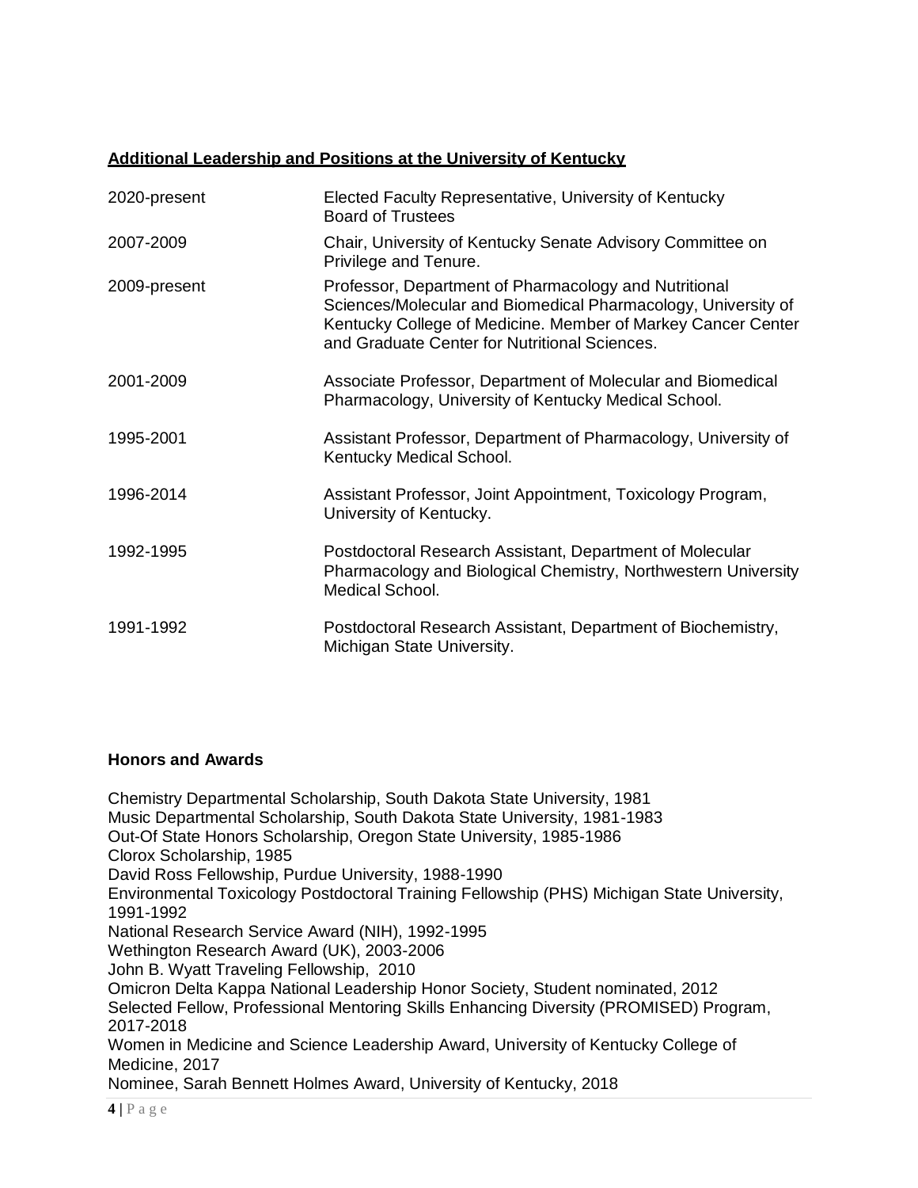## Additional Leadership and Positions at the University of Kentucky

| | |
|---|---|
| 2020-present | Elected Faculty Representative, University of Kentucky Board of Trustees |
| 2007-2009 | Chair, University of Kentucky Senate Advisory Committee on Privilege and Tenure. |
| 2009-present | Professor, Department of Pharmacology and Nutritional Sciences/Molecular and Biomedical Pharmacology, University of Kentucky College of Medicine. Member of Markey Cancer Center and Graduate Center for Nutritional Sciences. |
| 2001-2009 | Associate Professor, Department of Molecular and Biomedical Pharmacology, University of Kentucky Medical School. |
| 1995-2001 | Assistant Professor, Department of Pharmacology, University of Kentucky Medical School. |
| 1996-2014 | Assistant Professor, Joint Appointment, Toxicology Program, University of Kentucky. |
| 1992-1995 | Postdoctoral Research Assistant, Department of Molecular Pharmacology and Biological Chemistry, Northwestern University Medical School. |
| 1991-1992 | Postdoctoral Research Assistant, Department of Biochemistry, Michigan State University. |

### Honors and Awards

Chemistry Departmental Scholarship, South Dakota State University, 1981
Music Departmental Scholarship, South Dakota State University, 1981-1983
Out-Of State Honors Scholarship, Oregon State University, 1985-1986
Clorox Scholarship, 1985
David Ross Fellowship, Purdue University, 1988-1990
Environmental Toxicology Postdoctoral Training Fellowship (PHS) Michigan State University, 1991-1992
National Research Service Award (NIH), 1992-1995
Wethington Research Award (UK), 2003-2006
John B. Wyatt Traveling Fellowship, 2010
Omicron Delta Kappa National Leadership Honor Society, Student nominated, 2012
Selected Fellow, Professional Mentoring Skills Enhancing Diversity (PROMISED) Program, 2017-2018
Women in Medicine and Science Leadership Award, University of Kentucky College of Medicine, 2017
Nominee, Sarah Bennett Holmes Award, University of Kentucky, 2018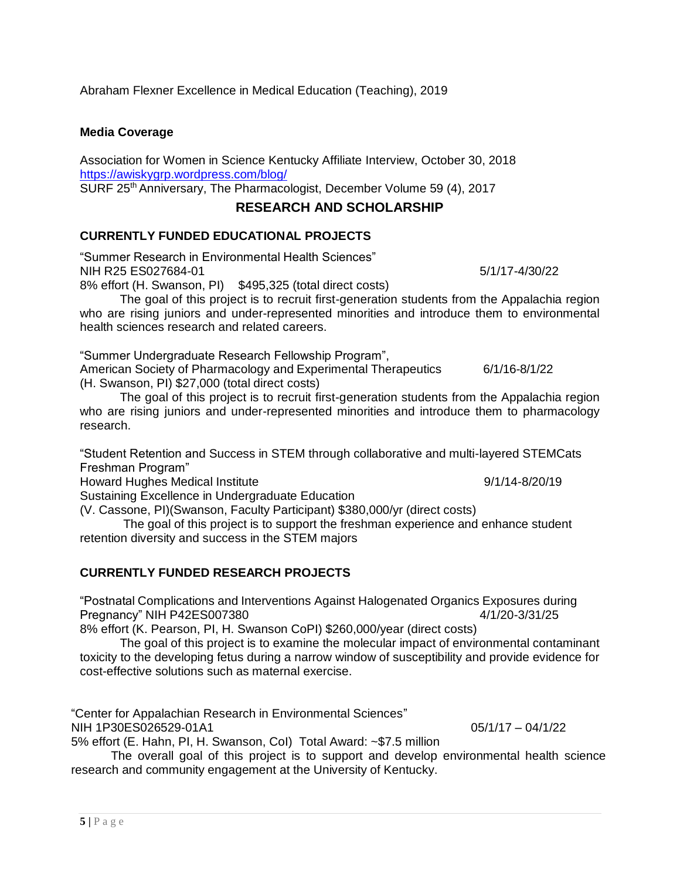Abraham Flexner Excellence in Medical Education (Teaching), 2019

**Media Coverage**

Association for Women in Science Kentucky Affiliate Interview, October 30, 2018
https://awiskygrp.wordpress.com/blog/
SURF 25th Anniversary, The Pharmacologist, December Volume 59 (4), 2017

## RESEARCH AND SCHOLARSHIP

### CURRENTLY FUNDED EDUCATIONAL PROJECTS

"Summer Research in Environmental Health Sciences"
NIH R25 ES027684-01 5/1/17-4/30/22
8% effort (H. Swanson, PI) $495,325 (total direct costs)

The goal of this project is to recruit first-generation students from the Appalachia region who are rising juniors and under-represented minorities and introduce them to environmental health sciences research and related careers.

"Summer Undergraduate Research Fellowship Program",
American Society of Pharmacology and Experimental Therapeutics 6/1/16-8/1/22
(H. Swanson, PI) $27,000 (total direct costs)

The goal of this project is to recruit first-generation students from the Appalachia region who are rising juniors and under-represented minorities and introduce them to pharmacology research.

"Student Retention and Success in STEM through collaborative and multi-layered STEMCats Freshman Program"
Howard Hughes Medical Institute 9/1/14-8/20/19
Sustaining Excellence in Undergraduate Education
(V. Cassone, PI)(Swanson, Faculty Participant) $380,000/yr (direct costs)

The goal of this project is to support the freshman experience and enhance student retention diversity and success in the STEM majors

### CURRENTLY FUNDED RESEARCH PROJECTS

"Postnatal Complications and Interventions Against Halogenated Organics Exposures during Pregnancy" NIH P42ES007380 4/1/20-3/31/25
8% effort (K. Pearson, PI, H. Swanson CoPI) $260,000/year (direct costs)

The goal of this project is to examine the molecular impact of environmental contaminant toxicity to the developing fetus during a narrow window of susceptibility and provide evidence for cost-effective solutions such as maternal exercise.

"Center for Appalachian Research in Environmental Sciences"
NIH 1P30ES026529-01A1 05/1/17 – 04/1/22
5% effort (E. Hahn, PI, H. Swanson, CoI) Total Award: ~$7.5 million

The overall goal of this project is to support and develop environmental health science research and community engagement at the University of Kentucky.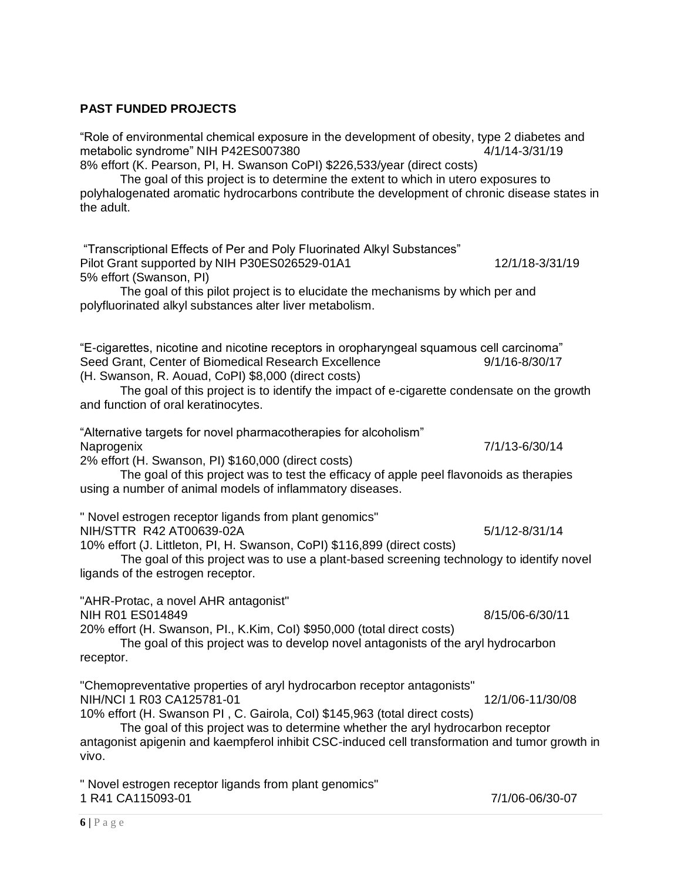**PAST FUNDED PROJECTS**

"Role of environmental chemical exposure in the development of obesity, type 2 diabetes and metabolic syndrome" NIH P42ES007380 4/1/14-3/31/19
8% effort (K. Pearson, PI, H. Swanson CoPI) $226,533/year (direct costs)

The goal of this project is to determine the extent to which in utero exposures to polyhalogenated aromatic hydrocarbons contribute the development of chronic disease states in the adult.

"Transcriptional Effects of Per and Poly Fluorinated Alkyl Substances"
Pilot Grant supported by NIH P30ES026529-01A1 12/1/18-3/31/19
5% effort (Swanson, PI)

The goal of this pilot project is to elucidate the mechanisms by which per and polyfluorinated alkyl substances alter liver metabolism.

"E-cigarettes, nicotine and nicotine receptors in oropharyngeal squamous cell carcinoma"
Seed Grant, Center of Biomedical Research Excellence 9/1/16-8/30/17
(H. Swanson, R. Aouad, CoPI) $8,000 (direct costs)

The goal of this project is to identify the impact of e-cigarette condensate on the growth and function of oral keratinocytes.

"Alternative targets for novel pharmacotherapies for alcoholism"
Naprogenix 7/1/13-6/30/14
2% effort (H. Swanson, PI) $160,000 (direct costs)

The goal of this project was to test the efficacy of apple peel flavonoids as therapies using a number of animal models of inflammatory diseases.

" Novel estrogen receptor ligands from plant genomics"
NIH/STTR R42 AT00639-02A 5/1/12-8/31/14
10% effort (J. Littleton, PI, H. Swanson, CoPI) $116,899 (direct costs)

The goal of this project was to use a plant-based screening technology to identify novel ligands of the estrogen receptor.

"AHR-Protac, a novel AHR antagonist"
NIH R01 ES014849 8/15/06-6/30/11
20% effort (H. Swanson, PI., K.Kim, CoI) $950,000 (total direct costs)

The goal of this project was to develop novel antagonists of the aryl hydrocarbon receptor.

"Chemopreventative properties of aryl hydrocarbon receptor antagonists"
NIH/NCI 1 R03 CA125781-01 12/1/06-11/30/08
10% effort (H. Swanson PI , C. Gairola, CoI) $145,963 (total direct costs)

The goal of this project was to determine whether the aryl hydrocarbon receptor antagonist apigenin and kaempferol inhibit CSC-induced cell transformation and tumor growth in vivo.

" Novel estrogen receptor ligands from plant genomics"
1 R41 CA115093-01 7/1/06-06/30-07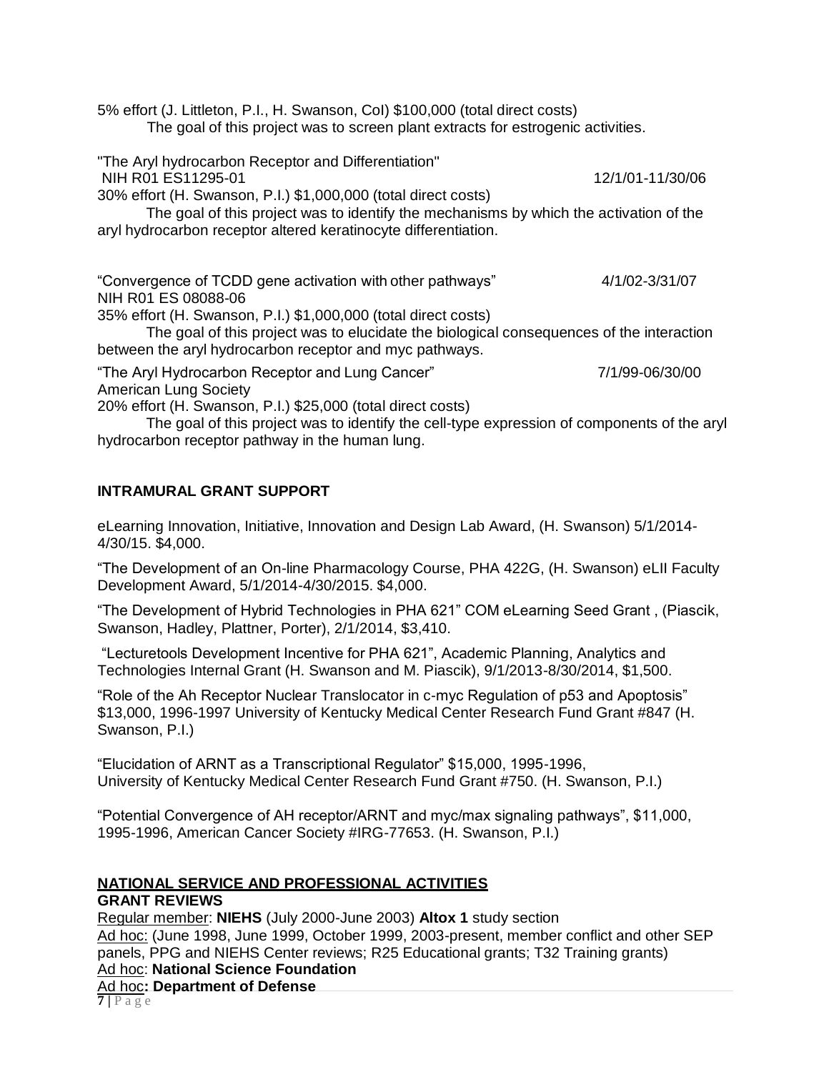5% effort (J. Littleton, P.I., H. Swanson, CoI) $100,000 (total direct costs)
The goal of this project was to screen plant extracts for estrogenic activities.

"The Aryl hydrocarbon Receptor and Differentiation"
NIH R01 ES11295-01 12/1/01-11/30/06
30% effort (H. Swanson, P.I.) $1,000,000 (total direct costs)
The goal of this project was to identify the mechanisms by which the activation of the aryl hydrocarbon receptor altered keratinocyte differentiation.

"Convergence of TCDD gene activation with other pathways" 4/1/02-3/31/07
NIH R01 ES 08088-06
35% effort (H. Swanson, P.I.) $1,000,000 (total direct costs)
The goal of this project was to elucidate the biological consequences of the interaction between the aryl hydrocarbon receptor and myc pathways.

"The Aryl Hydrocarbon Receptor and Lung Cancer" 7/1/99-06/30/00
American Lung Society
20% effort (H. Swanson, P.I.) $25,000 (total direct costs)
The goal of this project was to identify the cell-type expression of components of the aryl hydrocarbon receptor pathway in the human lung.

**INTRAMURAL GRANT SUPPORT**

eLearning Innovation, Initiative, Innovation and Design Lab Award, (H. Swanson) 5/1/2014-4/30/15. $4,000.

"The Development of an On-line Pharmacology Course, PHA 422G, (H. Swanson) eLII Faculty Development Award, 5/1/2014-4/30/2015. $4,000.

"The Development of Hybrid Technologies in PHA 621" COM eLearning Seed Grant , (Piascik, Swanson, Hadley, Plattner, Porter), 2/1/2014, $3,410.

"Lecturetools Development Incentive for PHA 621", Academic Planning, Analytics and Technologies Internal Grant (H. Swanson and M. Piascik), 9/1/2013-8/30/2014, $1,500.

"Role of the Ah Receptor Nuclear Translocator in c-myc Regulation of p53 and Apoptosis" $13,000, 1996-1997 University of Kentucky Medical Center Research Fund Grant #847 (H. Swanson, P.I.)

"Elucidation of ARNT as a Transcriptional Regulator" $15,000, 1995-1996, University of Kentucky Medical Center Research Fund Grant #750. (H. Swanson, P.I.)

"Potential Convergence of AH receptor/ARNT and myc/max signaling pathways", $11,000, 1995-1996, American Cancer Society #IRG-77653. (H. Swanson, P.I.)

**NATIONAL SERVICE AND PROFESSIONAL ACTIVITIES**

**GRANT REVIEWS**

Regular member: **NIEHS** (July 2000-June 2003) **Altox 1** study section
Ad hoc: (June 1998, June 1999, October 1999, 2003-present, member conflict and other SEP panels, PPG and NIEHS Center reviews; R25 Educational grants; T32 Training grants)
Ad hoc: **National Science Foundation**
Ad hoc**: Department of Defense**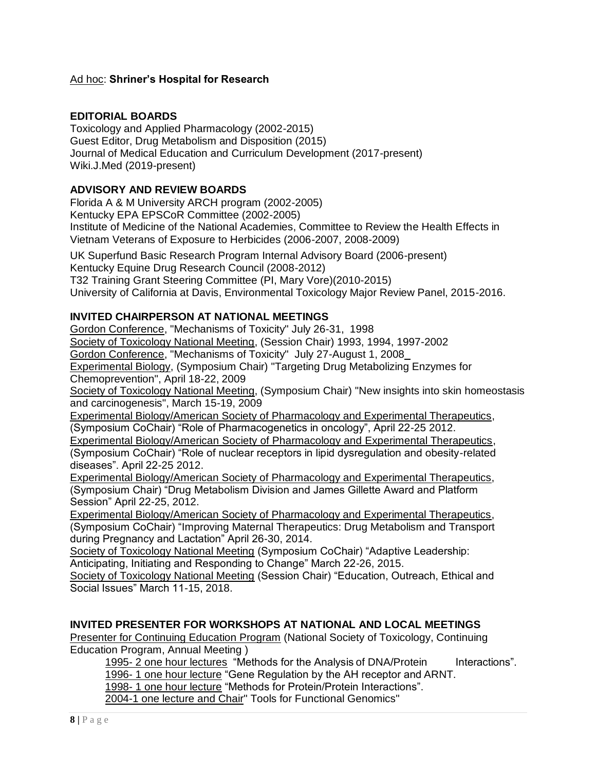Ad hoc: **Shriner's Hospital for Research**

## EDITORIAL BOARDS

Toxicology and Applied Pharmacology (2002-2015)
Guest Editor, Drug Metabolism and Disposition (2015)
Journal of Medical Education and Curriculum Development (2017-present)
Wiki.J.Med (2019-present)

## ADVISORY AND REVIEW BOARDS

Florida A & M University ARCH program (2002-2005)
Kentucky EPA EPSCoR Committee (2002-2005)
Institute of Medicine of the National Academies, Committee to Review the Health Effects in Vietnam Veterans of Exposure to Herbicides (2006-2007, 2008-2009)

UK Superfund Basic Research Program Internal Advisory Board (2006-present)
Kentucky Equine Drug Research Council (2008-2012)
T32 Training Grant Steering Committee (PI, Mary Vore)(2010-2015)
University of California at Davis, Environmental Toxicology Major Review Panel, 2015-2016.

## INVITED CHAIRPERSON AT NATIONAL MEETINGS

Gordon Conference, "Mechanisms of Toxicity" July 26-31, 1998
Society of Toxicology National Meeting, (Session Chair) 1993, 1994, 1997-2002
Gordon Conference, "Mechanisms of Toxicity" July 27-August 1, 2008
Experimental Biology, (Symposium Chair) "Targeting Drug Metabolizing Enzymes for Chemoprevention", April 18-22, 2009
Society of Toxicology National Meeting, (Symposium Chair) "New insights into skin homeostasis and carcinogenesis", March 15-19, 2009
Experimental Biology/American Society of Pharmacology and Experimental Therapeutics, (Symposium CoChair) "Role of Pharmacogenetics in oncology", April 22-25 2012.
Experimental Biology/American Society of Pharmacology and Experimental Therapeutics, (Symposium CoChair) "Role of nuclear receptors in lipid dysregulation and obesity-related diseases". April 22-25 2012.
Experimental Biology/American Society of Pharmacology and Experimental Therapeutics, (Symposium Chair) "Drug Metabolism Division and James Gillette Award and Platform Session" April 22-25, 2012.
Experimental Biology/American Society of Pharmacology and Experimental Therapeutics, (Symposium CoChair) "Improving Maternal Therapeutics: Drug Metabolism and Transport during Pregnancy and Lactation" April 26-30, 2014.
Society of Toxicology National Meeting (Symposium CoChair) "Adaptive Leadership: Anticipating, Initiating and Responding to Change" March 22-26, 2015.
Society of Toxicology National Meeting (Session Chair) "Education, Outreach, Ethical and Social Issues" March 11-15, 2018.

## INVITED PRESENTER FOR WORKSHOPS AT NATIONAL AND LOCAL MEETINGS

Presenter for Continuing Education Program (National Society of Toxicology, Continuing Education Program, Annual Meeting )

- 1995- 2 one hour lectures "Methods for the Analysis of DNA/Protein Interactions".
- 1996- 1 one hour lecture "Gene Regulation by the AH receptor and ARNT.
- 1998- 1 one hour lecture "Methods for Protein/Protein Interactions".
- 2004-1 one lecture and Chair" Tools for Functional Genomics"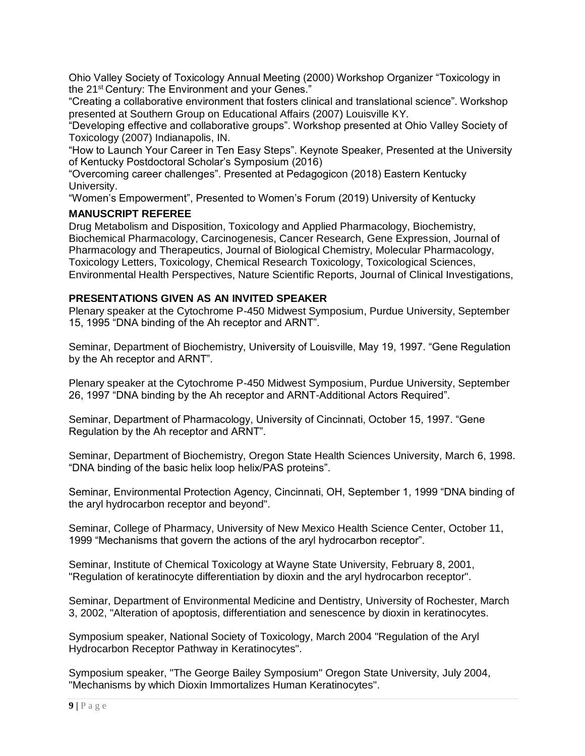Ohio Valley Society of Toxicology Annual Meeting (2000) Workshop Organizer "Toxicology in the 21st Century: The Environment and your Genes."

"Creating a collaborative environment that fosters clinical and translational science". Workshop presented at Southern Group on Educational Affairs (2007) Louisville KY.

"Developing effective and collaborative groups". Workshop presented at Ohio Valley Society of Toxicology (2007) Indianapolis, IN.

"How to Launch Your Career in Ten Easy Steps". Keynote Speaker, Presented at the University of Kentucky Postdoctoral Scholar's Symposium (2016)

"Overcoming career challenges". Presented at Pedagogicon (2018) Eastern Kentucky University.

"Women's Empowerment", Presented to Women's Forum (2019) University of Kentucky

### MANUSCRIPT REFEREE

Drug Metabolism and Disposition, Toxicology and Applied Pharmacology, Biochemistry, Biochemical Pharmacology, Carcinogenesis, Cancer Research, Gene Expression, Journal of Pharmacology and Therapeutics, Journal of Biological Chemistry, Molecular Pharmacology, Toxicology Letters, Toxicology, Chemical Research Toxicology, Toxicological Sciences, Environmental Health Perspectives, Nature Scientific Reports, Journal of Clinical Investigations,

### PRESENTATIONS GIVEN AS AN INVITED SPEAKER

Plenary speaker at the Cytochrome P-450 Midwest Symposium, Purdue University, September 15, 1995 "DNA binding of the Ah receptor and ARNT".

Seminar, Department of Biochemistry, University of Louisville, May 19, 1997. "Gene Regulation by the Ah receptor and ARNT".

Plenary speaker at the Cytochrome P-450 Midwest Symposium, Purdue University, September 26, 1997 "DNA binding by the Ah receptor and ARNT-Additional Actors Required".

Seminar, Department of Pharmacology, University of Cincinnati, October 15, 1997. "Gene Regulation by the Ah receptor and ARNT".

Seminar, Department of Biochemistry, Oregon State Health Sciences University, March 6, 1998. "DNA binding of the basic helix loop helix/PAS proteins".

Seminar, Environmental Protection Agency, Cincinnati, OH, September 1, 1999 "DNA binding of the aryl hydrocarbon receptor and beyond".

Seminar, College of Pharmacy, University of New Mexico Health Science Center, October 11, 1999 "Mechanisms that govern the actions of the aryl hydrocarbon receptor".

Seminar, Institute of Chemical Toxicology at Wayne State University, February 8, 2001, "Regulation of keratinocyte differentiation by dioxin and the aryl hydrocarbon receptor".

Seminar, Department of Environmental Medicine and Dentistry, University of Rochester, March 3, 2002, "Alteration of apoptosis, differentiation and senescence by dioxin in keratinocytes.

Symposium speaker, National Society of Toxicology, March 2004 "Regulation of the Aryl Hydrocarbon Receptor Pathway in Keratinocytes".

Symposium speaker, "The George Bailey Symposium" Oregon State University, July 2004, "Mechanisms by which Dioxin Immortalizes Human Keratinocytes".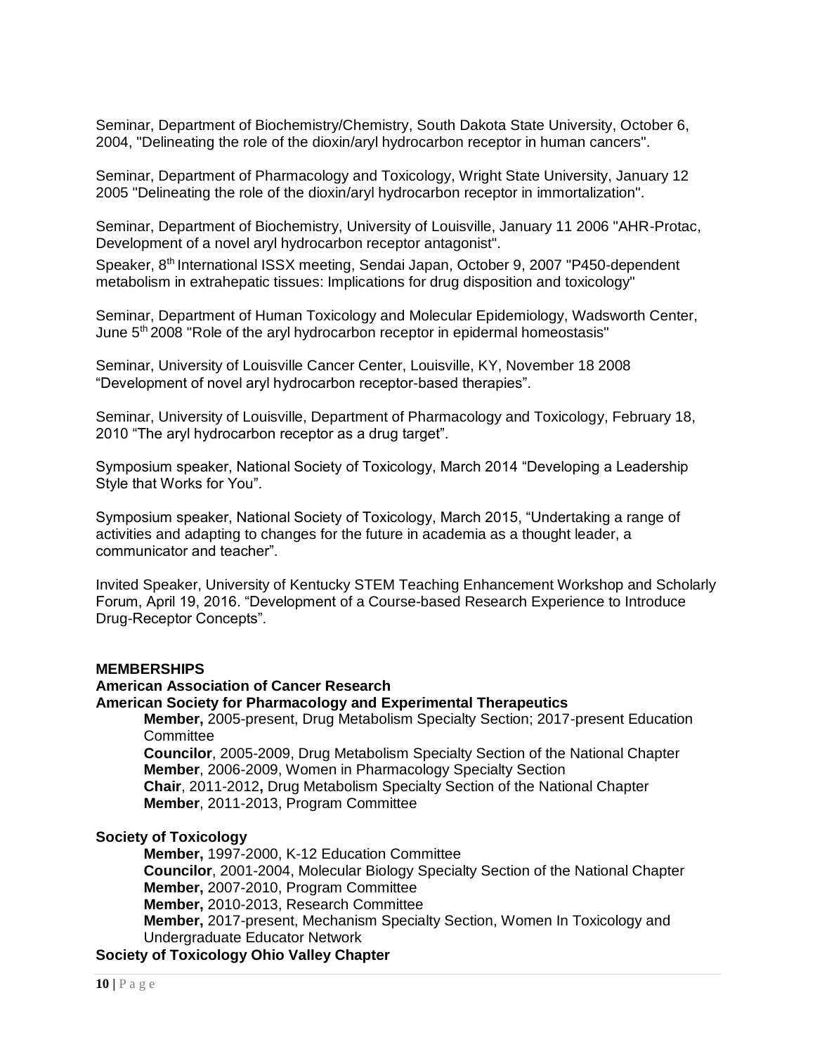Seminar, Department of Biochemistry/Chemistry, South Dakota State University, October 6, 2004, "Delineating the role of the dioxin/aryl hydrocarbon receptor in human cancers".

Seminar, Department of Pharmacology and Toxicology, Wright State University, January 12 2005 "Delineating the role of the dioxin/aryl hydrocarbon receptor in immortalization".

Seminar, Department of Biochemistry, University of Louisville, January 11 2006 "AHR-Protac, Development of a novel aryl hydrocarbon receptor antagonist".

Speaker, 8th International ISSX meeting, Sendai Japan, October 9, 2007 "P450-dependent metabolism in extrahepatic tissues: Implications for drug disposition and toxicology"

Seminar, Department of Human Toxicology and Molecular Epidemiology, Wadsworth Center, June 5th 2008 "Role of the aryl hydrocarbon receptor in epidermal homeostasis"

Seminar, University of Louisville Cancer Center, Louisville, KY, November 18 2008 “Development of novel aryl hydrocarbon receptor-based therapies”.

Seminar, University of Louisville, Department of Pharmacology and Toxicology, February 18, 2010 “The aryl hydrocarbon receptor as a drug target”.

Symposium speaker, National Society of Toxicology, March 2014 “Developing a Leadership Style that Works for You”.

Symposium speaker, National Society of Toxicology, March 2015, “Undertaking a range of activities and adapting to changes for the future in academia as a thought leader, a communicator and teacher”.

Invited Speaker, University of Kentucky STEM Teaching Enhancement Workshop and Scholarly Forum, April 19, 2016. “Development of a Course-based Research Experience to Introduce Drug-Receptor Concepts”.

**MEMBERSHIPS**

**American Association of Cancer Research**

**American Society for Pharmacology and Experimental Therapeutics**

- **Member,** 2005-present, Drug Metabolism Specialty Section; 2017-present Education Committee
- **Councilor**, 2005-2009, Drug Metabolism Specialty Section of the National Chapter
- **Member**, 2006-2009, Women in Pharmacology Specialty Section
- **Chair**, 2011-2012**,** Drug Metabolism Specialty Section of the National Chapter
- **Member**, 2011-2013, Program Committee

**Society of Toxicology**

- **Member,** 1997-2000, K-12 Education Committee
- **Councilor**, 2001-2004, Molecular Biology Specialty Section of the National Chapter
- **Member,** 2007-2010, Program Committee
- **Member,** 2010-2013, Research Committee
- **Member,** 2017-present, Mechanism Specialty Section, Women In Toxicology and Undergraduate Educator Network

**Society of Toxicology Ohio Valley Chapter**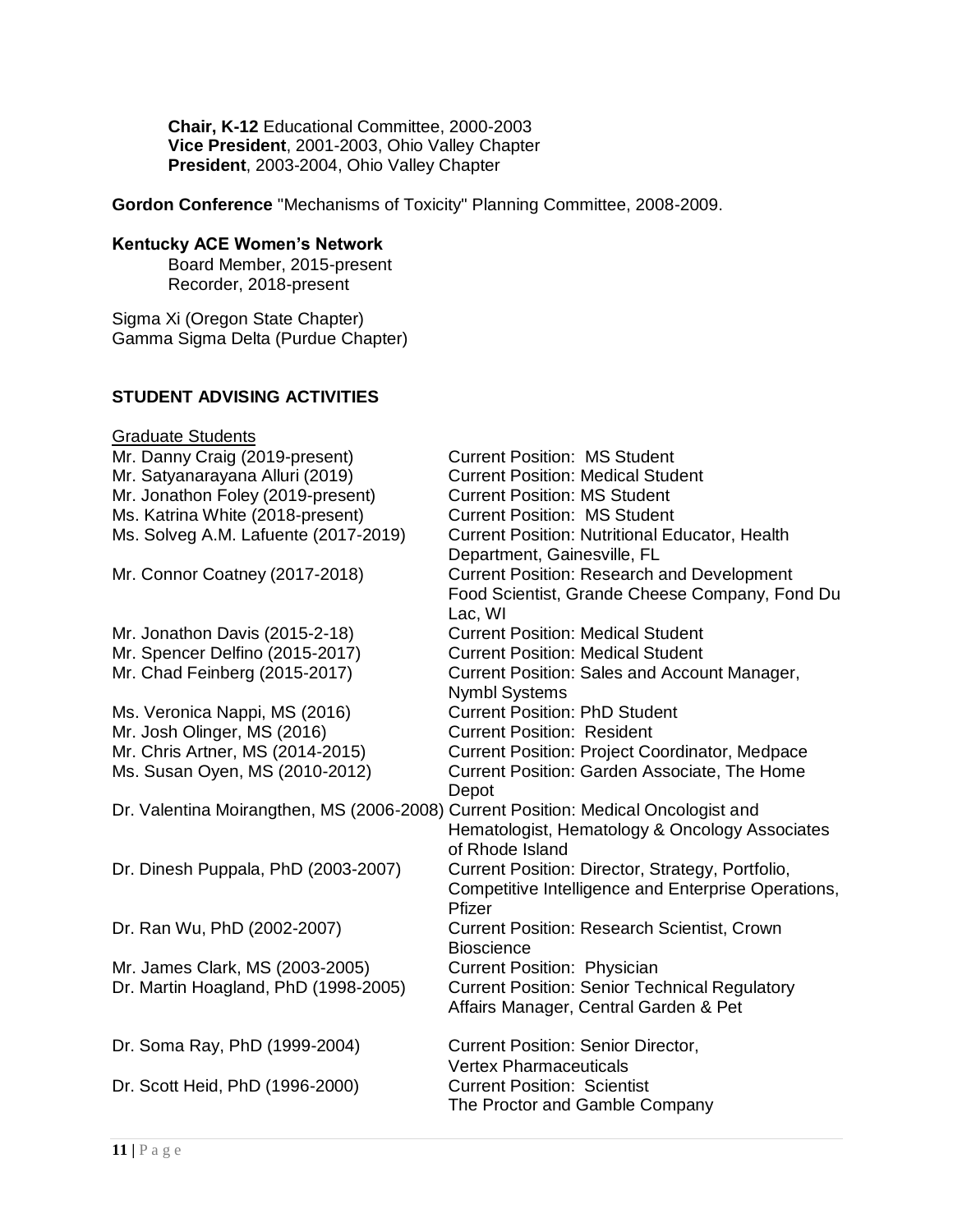**Chair, K-12** Educational Committee, 2000-2003
**Vice President**, 2001-2003, Ohio Valley Chapter
**President**, 2003-2004, Ohio Valley Chapter

**Gordon Conference** "Mechanisms of Toxicity" Planning Committee, 2008-2009.

**Kentucky ACE Women's Network**
Board Member, 2015-present
Recorder, 2018-present

Sigma Xi (Oregon State Chapter)
Gamma Sigma Delta (Purdue Chapter)

## STUDENT ADVISING ACTIVITIES

Graduate Students

| | |
|---|---|
| Mr. Danny Craig (2019-present) | Current Position: MS Student |
| Mr. Satyanarayana Alluri (2019) | Current Position: Medical Student |
| Mr. Jonathon Foley (2019-present) | Current Position: MS Student |
| Ms. Katrina White (2018-present) | Current Position: MS Student |
| Ms. Solveg A.M. Lafuente (2017-2019) | Current Position: Nutritional Educator, Health Department, Gainesville, FL |
| Mr. Connor Coatney (2017-2018) | Current Position: Research and Development Food Scientist, Grande Cheese Company, Fond Du Lac, WI |
| Mr. Jonathon Davis (2015-2-18) | Current Position: Medical Student |
| Mr. Spencer Delfino (2015-2017) | Current Position: Medical Student |
| Mr. Chad Feinberg (2015-2017) | Current Position: Sales and Account Manager, Nymbl Systems |
| Ms. Veronica Nappi, MS (2016) | Current Position: PhD Student |
| Mr. Josh Olinger, MS (2016) | Current Position: Resident |
| Mr. Chris Artner, MS (2014-2015) | Current Position: Project Coordinator, Medpace |
| Ms. Susan Oyen, MS (2010-2012) | Current Position: Garden Associate, The Home Depot |
| Dr. Valentina Moirangthen, MS (2006-2008) | Current Position: Medical Oncologist and Hematologist, Hematology & Oncology Associates of Rhode Island |
| Dr. Dinesh Puppala, PhD (2003-2007) | Current Position: Director, Strategy, Portfolio, Competitive Intelligence and Enterprise Operations, Pfizer |
| Dr. Ran Wu, PhD (2002-2007) | Current Position: Research Scientist, Crown Bioscience |
| Mr. James Clark, MS (2003-2005) | Current Position: Physician |
| Dr. Martin Hoagland, PhD (1998-2005) | Current Position: Senior Technical Regulatory Affairs Manager, Central Garden & Pet |
| Dr. Soma Ray, PhD (1999-2004) | Current Position: Senior Director, Vertex Pharmaceuticals |
| Dr. Scott Heid, PhD (1996-2000) | Current Position: Scientist The Proctor and Gamble Company |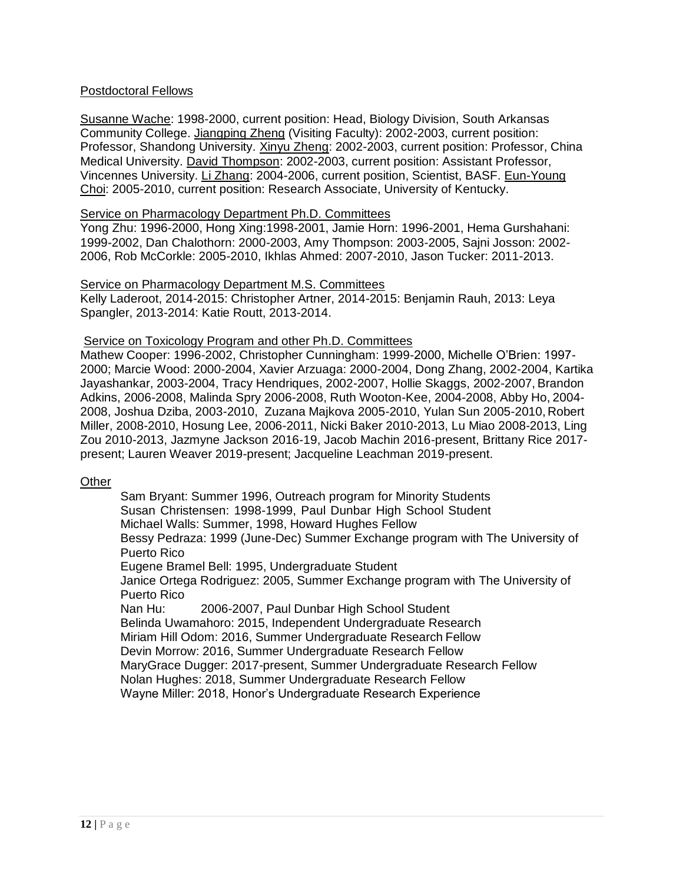## Postdoctoral Fellows

Susanne Wache: 1998-2000, current position: Head, Biology Division, South Arkansas Community College. Jiangping Zheng (Visiting Faculty): 2002-2003, current position: Professor, Shandong University. Xinyu Zheng: 2002-2003, current position: Professor, China Medical University. David Thompson: 2002-2003, current position: Assistant Professor, Vincennes University. Li Zhang: 2004-2006, current position, Scientist, BASF. Eun-Young Choi: 2005-2010, current position: Research Associate, University of Kentucky.

## Service on Pharmacology Department Ph.D. Committees

Yong Zhu: 1996-2000, Hong Xing:1998-2001, Jamie Horn: 1996-2001, Hema Gurshahani: 1999-2002, Dan Chalothorn: 2000-2003, Amy Thompson: 2003-2005, Sajni Josson: 2002-2006, Rob McCorkle: 2005-2010, Ikhlas Ahmed: 2007-2010, Jason Tucker: 2011-2013.

## Service on Pharmacology Department M.S. Committees

Kelly Laderoot, 2014-2015: Christopher Artner, 2014-2015: Benjamin Rauh, 2013: Leya Spangler, 2013-2014: Katie Routt, 2013-2014.

## Service on Toxicology Program and other Ph.D. Committees

Mathew Cooper: 1996-2002, Christopher Cunningham: 1999-2000, Michelle O'Brien: 1997-2000; Marcie Wood: 2000-2004, Xavier Arzuaga: 2000-2004, Dong Zhang, 2002-2004, Kartika Jayashankar, 2003-2004, Tracy Hendriques, 2002-2007, Hollie Skaggs, 2002-2007, Brandon Adkins, 2006-2008, Malinda Spry 2006-2008, Ruth Wooton-Kee, 2004-2008, Abby Ho, 2004-2008, Joshua Dziba, 2003-2010, Zuzana Majkova 2005-2010, Yulan Sun 2005-2010, Robert Miller, 2008-2010, Hosung Lee, 2006-2011, Nicki Baker 2010-2013, Lu Miao 2008-2013, Ling Zou 2010-2013, Jazmyne Jackson 2016-19, Jacob Machin 2016-present, Brittany Rice 2017-present; Lauren Weaver 2019-present; Jacqueline Leachman 2019-present.

## Other

Sam Bryant: Summer 1996, Outreach program for Minority Students
Susan Christensen: 1998-1999, Paul Dunbar High School Student
Michael Walls: Summer, 1998, Howard Hughes Fellow
Bessy Pedraza: 1999 (June-Dec) Summer Exchange program with The University of Puerto Rico
Eugene Bramel Bell: 1995, Undergraduate Student
Janice Ortega Rodriguez: 2005, Summer Exchange program with The University of Puerto Rico
Nan Hu: 2006-2007, Paul Dunbar High School Student
Belinda Uwamahoro: 2015, Independent Undergraduate Research
Miriam Hill Odom: 2016, Summer Undergraduate Research Fellow
Devin Morrow: 2016, Summer Undergraduate Research Fellow
MaryGrace Dugger: 2017-present, Summer Undergraduate Research Fellow
Nolan Hughes: 2018, Summer Undergraduate Research Fellow
Wayne Miller: 2018, Honor's Undergraduate Research Experience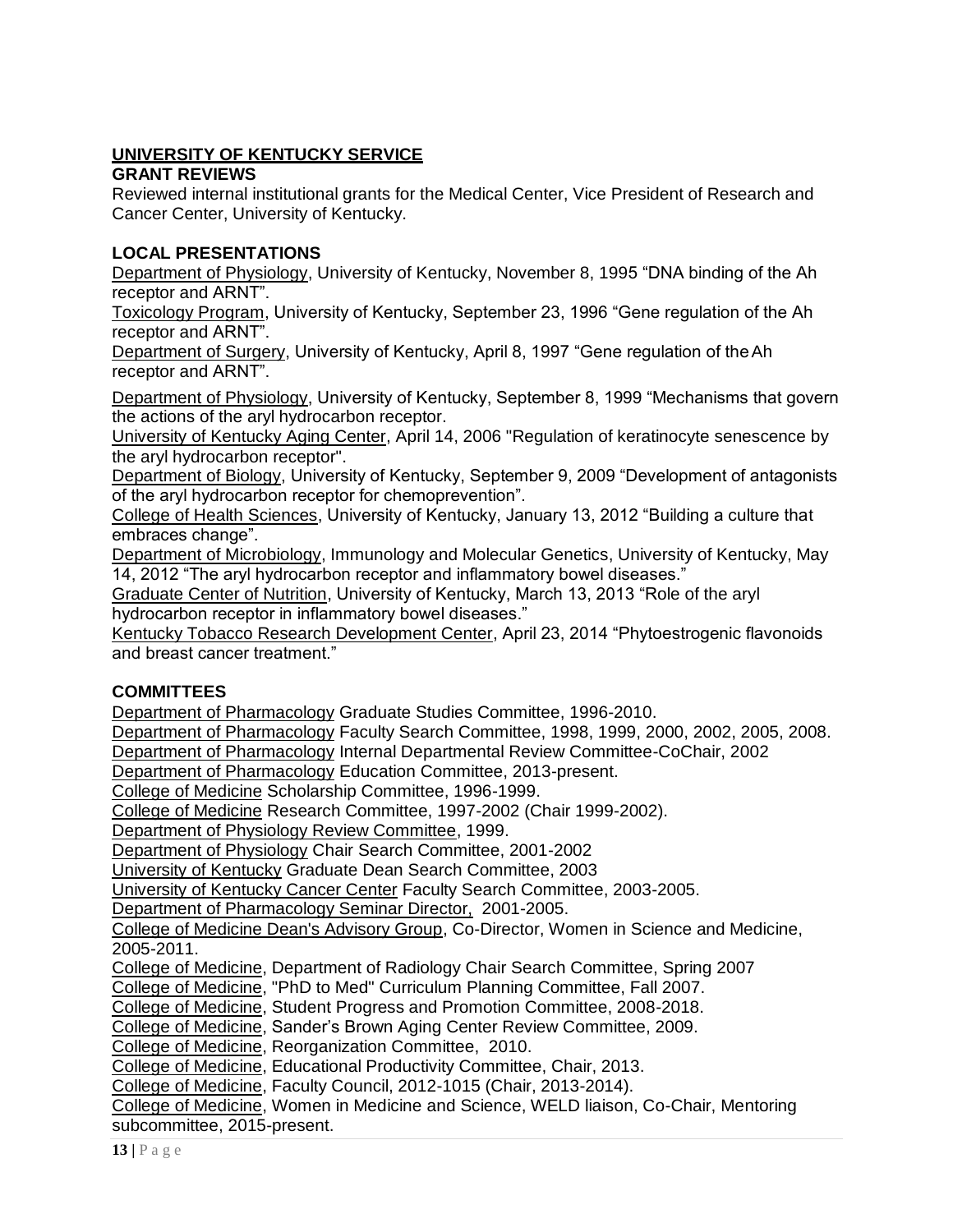## UNIVERSITY OF KENTUCKY SERVICE

### GRANT REVIEWS

Reviewed internal institutional grants for the Medical Center, Vice President of Research and Cancer Center, University of Kentucky.

### LOCAL PRESENTATIONS

Department of Physiology, University of Kentucky, November 8, 1995 "DNA binding of the Ah receptor and ARNT".
Toxicology Program, University of Kentucky, September 23, 1996 "Gene regulation of the Ah receptor and ARNT".
Department of Surgery, University of Kentucky, April 8, 1997 "Gene regulation of the Ah receptor and ARNT".

Department of Physiology, University of Kentucky, September 8, 1999 "Mechanisms that govern the actions of the aryl hydrocarbon receptor.
University of Kentucky Aging Center, April 14, 2006 "Regulation of keratinocyte senescence by the aryl hydrocarbon receptor".
Department of Biology, University of Kentucky, September 9, 2009 "Development of antagonists of the aryl hydrocarbon receptor for chemoprevention".
College of Health Sciences, University of Kentucky, January 13, 2012 "Building a culture that embraces change".
Department of Microbiology, Immunology and Molecular Genetics, University of Kentucky, May 14, 2012 "The aryl hydrocarbon receptor and inflammatory bowel diseases."
Graduate Center of Nutrition, University of Kentucky, March 13, 2013 "Role of the aryl hydrocarbon receptor in inflammatory bowel diseases."
Kentucky Tobacco Research Development Center, April 23, 2014 "Phytoestrogenic flavonoids and breast cancer treatment."

### COMMITTEES

Department of Pharmacology Graduate Studies Committee, 1996-2010.
Department of Pharmacology Faculty Search Committee, 1998, 1999, 2000, 2002, 2005, 2008.
Department of Pharmacology Internal Departmental Review Committee-CoChair, 2002
Department of Pharmacology Education Committee, 2013-present.
College of Medicine Scholarship Committee, 1996-1999.
College of Medicine Research Committee, 1997-2002 (Chair 1999-2002).
Department of Physiology Review Committee, 1999.
Department of Physiology Chair Search Committee, 2001-2002
University of Kentucky Graduate Dean Search Committee, 2003
University of Kentucky Cancer Center Faculty Search Committee, 2003-2005.
Department of Pharmacology Seminar Director, 2001-2005.
College of Medicine Dean's Advisory Group, Co-Director, Women in Science and Medicine, 2005-2011.
College of Medicine, Department of Radiology Chair Search Committee, Spring 2007
College of Medicine, "PhD to Med" Curriculum Planning Committee, Fall 2007.
College of Medicine, Student Progress and Promotion Committee, 2008-2018.
College of Medicine, Sander's Brown Aging Center Review Committee, 2009.
College of Medicine, Reorganization Committee, 2010.
College of Medicine, Educational Productivity Committee, Chair, 2013.
College of Medicine, Faculty Council, 2012-1015 (Chair, 2013-2014).
College of Medicine, Women in Medicine and Science, WELD liaison, Co-Chair, Mentoring subcommittee, 2015-present.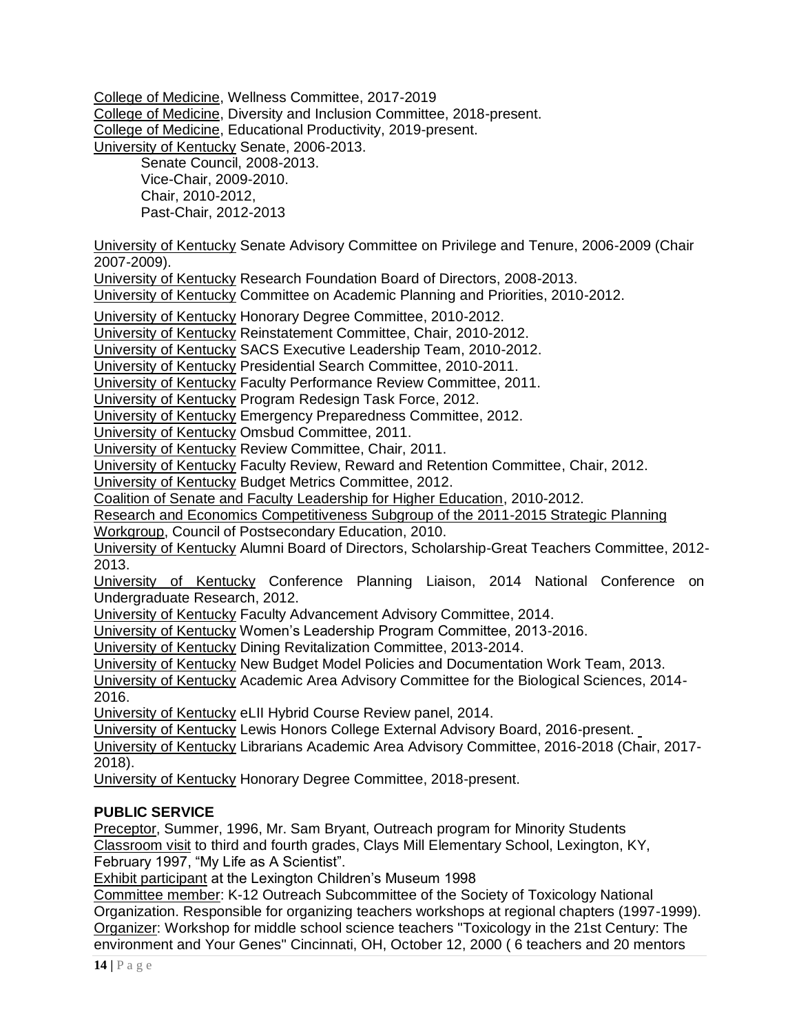College of Medicine, Wellness Committee, 2017-2019
College of Medicine, Diversity and Inclusion Committee, 2018-present.
College of Medicine, Educational Productivity, 2019-present.
University of Kentucky Senate, 2006-2013.
  Senate Council, 2008-2013.
  Vice-Chair, 2009-2010.
  Chair, 2010-2012,
  Past-Chair, 2012-2013

University of Kentucky Senate Advisory Committee on Privilege and Tenure, 2006-2009 (Chair 2007-2009).
University of Kentucky Research Foundation Board of Directors, 2008-2013.
University of Kentucky Committee on Academic Planning and Priorities, 2010-2012.
University of Kentucky Honorary Degree Committee, 2010-2012.
University of Kentucky Reinstatement Committee, Chair, 2010-2012.
University of Kentucky SACS Executive Leadership Team, 2010-2012.
University of Kentucky Presidential Search Committee, 2010-2011.
University of Kentucky Faculty Performance Review Committee, 2011.
University of Kentucky Program Redesign Task Force, 2012.
University of Kentucky Emergency Preparedness Committee, 2012.
University of Kentucky Omsbud Committee, 2011.
University of Kentucky Review Committee, Chair, 2011.
University of Kentucky Faculty Review, Reward and Retention Committee, Chair, 2012.
University of Kentucky Budget Metrics Committee, 2012.
Coalition of Senate and Faculty Leadership for Higher Education, 2010-2012.
Research and Economics Competitiveness Subgroup of the 2011-2015 Strategic Planning Workgroup, Council of Postsecondary Education, 2010.
University of Kentucky Alumni Board of Directors, Scholarship-Great Teachers Committee, 2012-2013.
University of Kentucky Conference Planning Liaison, 2014 National Conference on Undergraduate Research, 2012.
University of Kentucky Faculty Advancement Advisory Committee, 2014.
University of Kentucky Women's Leadership Program Committee, 2013-2016.
University of Kentucky Dining Revitalization Committee, 2013-2014.
University of Kentucky New Budget Model Policies and Documentation Work Team, 2013.
University of Kentucky Academic Area Advisory Committee for the Biological Sciences, 2014-2016.
University of Kentucky eLII Hybrid Course Review panel, 2014.
University of Kentucky Lewis Honors College External Advisory Board, 2016-present.
University of Kentucky Librarians Academic Area Advisory Committee, 2016-2018 (Chair, 2017-2018).
University of Kentucky Honorary Degree Committee, 2018-present.

**PUBLIC SERVICE**

Preceptor, Summer, 1996, Mr. Sam Bryant, Outreach program for Minority Students
Classroom visit to third and fourth grades, Clays Mill Elementary School, Lexington, KY, February 1997, "My Life as A Scientist".
Exhibit participant at the Lexington Children's Museum 1998
Committee member: K-12 Outreach Subcommittee of the Society of Toxicology National Organization. Responsible for organizing teachers workshops at regional chapters (1997-1999).
Organizer: Workshop for middle school science teachers "Toxicology in the 21st Century: The environment and Your Genes" Cincinnati, OH, October 12, 2000 ( 6 teachers and 20 mentors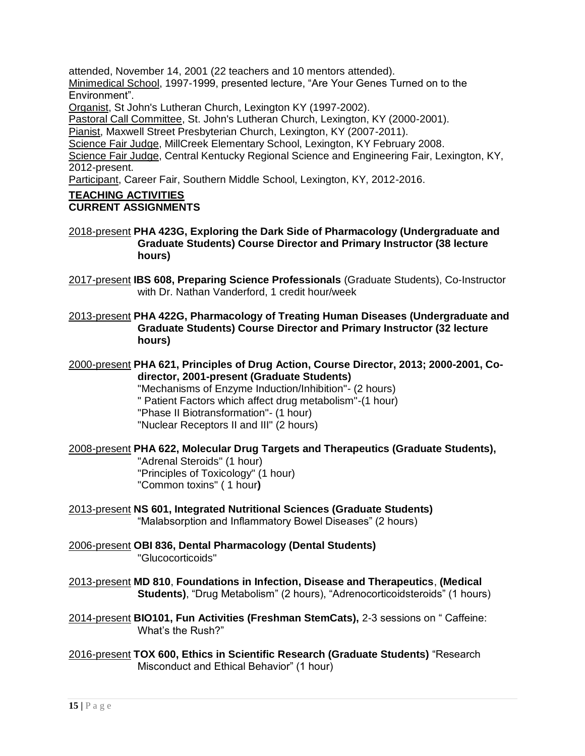attended, November 14, 2001 (22 teachers and 10 mentors attended).

Minimedical School, 1997-1999, presented lecture, "Are Your Genes Turned on to the Environment".

Organist, St John's Lutheran Church, Lexington KY (1997-2002).

Pastoral Call Committee, St. John's Lutheran Church, Lexington, KY (2000-2001).

Pianist, Maxwell Street Presbyterian Church, Lexington, KY (2007-2011).

Science Fair Judge, MillCreek Elementary School, Lexington, KY February 2008.

Science Fair Judge, Central Kentucky Regional Science and Engineering Fair, Lexington, KY, 2012-present.

Participant, Career Fair, Southern Middle School, Lexington, KY, 2012-2016.

## TEACHING ACTIVITIES

### CURRENT ASSIGNMENTS

2018-present **PHA 423G, Exploring the Dark Side of Pharmacology (Undergraduate and Graduate Students) Course Director and Primary Instructor (38 lecture hours)**

2017-present **IBS 608, Preparing Science Professionals** (Graduate Students), Co-Instructor with Dr. Nathan Vanderford, 1 credit hour/week

2013-present **PHA 422G, Pharmacology of Treating Human Diseases (Undergraduate and Graduate Students) Course Director and Primary Instructor (32 lecture hours)**

2000-present **PHA 621, Principles of Drug Action, Course Director, 2013; 2000-2001, Co-director, 2001-present (Graduate Students)**
"Mechanisms of Enzyme Induction/Inhibition"- (2 hours)
" Patient Factors which affect drug metabolism"-(1 hour)
"Phase II Biotransformation"- (1 hour)
"Nuclear Receptors II and III" (2 hours)

2008-present **PHA 622, Molecular Drug Targets and Therapeutics (Graduate Students),**
"Adrenal Steroids" (1 hour)
"Principles of Toxicology" (1 hour)
"Common toxins" ( 1 hour**)**

2013-present **NS 601, Integrated Nutritional Sciences (Graduate Students)**
"Malabsorption and Inflammatory Bowel Diseases" (2 hours)

2006-present **OBI 836, Dental Pharmacology (Dental Students)**
"Glucocorticoids"

2013-present **MD 810**, **Foundations in Infection, Disease and Therapeutics**, **(Medical Students)**, "Drug Metabolism" (2 hours), "Adrenocorticoidsteroids" (1 hours)

2014-present **BIO101, Fun Activities (Freshman StemCats),** 2-3 sessions on " Caffeine: What's the Rush?"

2016-present **TOX 600, Ethics in Scientific Research (Graduate Students)** "Research Misconduct and Ethical Behavior" (1 hour)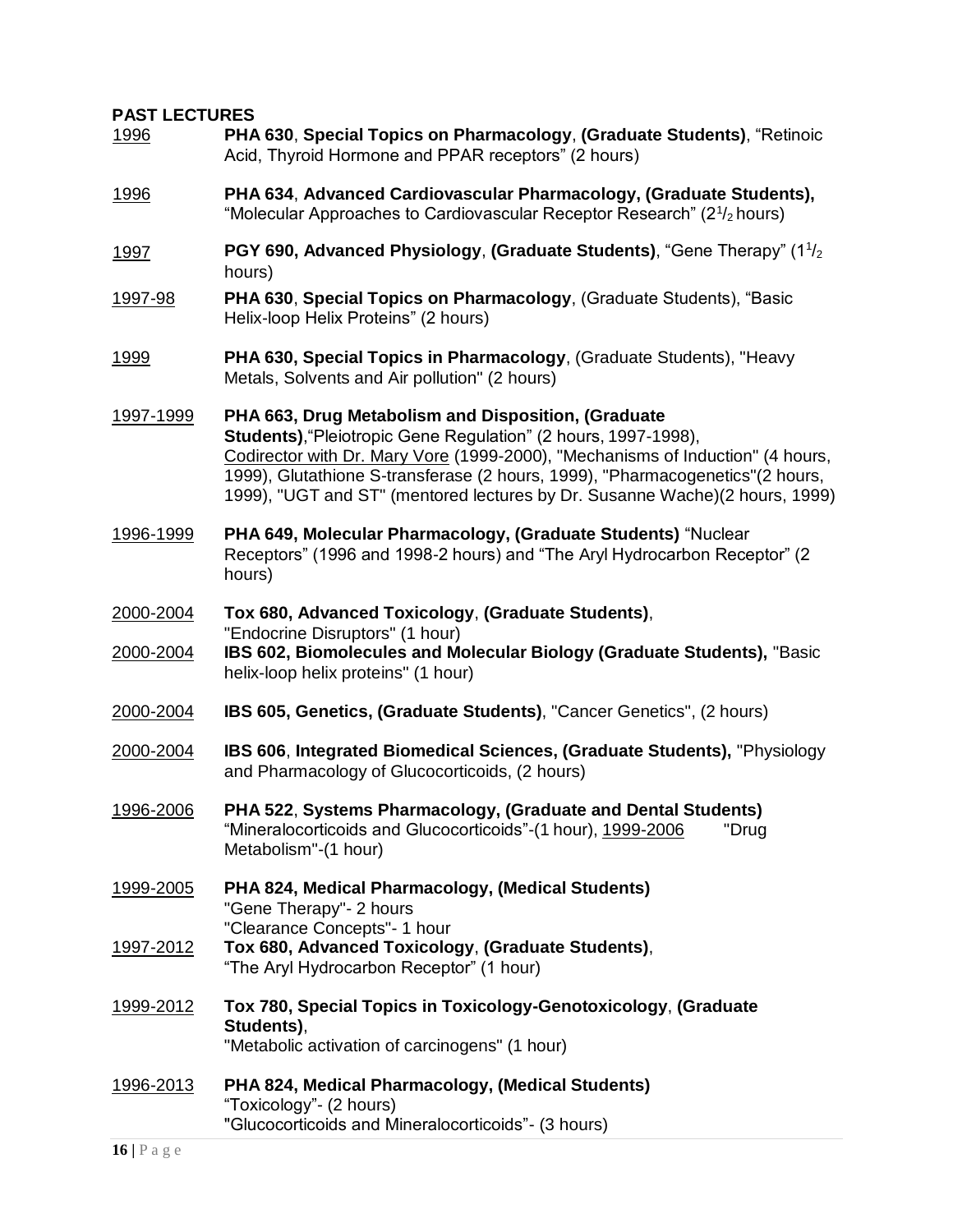**PAST LECTURES**

1996 — **PHA 630**, **Special Topics on Pharmacology**, **(Graduate Students)**, "Retinoic Acid, Thyroid Hormone and PPAR receptors" (2 hours)

1996 — **PHA 634**, **Advanced Cardiovascular Pharmacology, (Graduate Students),** "Molecular Approaches to Cardiovascular Receptor Research" ($2^1/_2$ hours)

1997 — **PGY 690, Advanced Physiology**, **(Graduate Students)**, "Gene Therapy" ($1^1/_2$ hours)

1997-98 — **PHA 630**, **Special Topics on Pharmacology**, (Graduate Students), "Basic Helix-loop Helix Proteins" (2 hours)

1999 — **PHA 630, Special Topics in Pharmacology**, (Graduate Students), "Heavy Metals, Solvents and Air pollution" (2 hours)

1997-1999 — **PHA 663, Drug Metabolism and Disposition, (Graduate Students)**,"Pleiotropic Gene Regulation" (2 hours, 1997-1998), Codirector with Dr. Mary Vore (1999-2000), "Mechanisms of Induction" (4 hours, 1999), Glutathione S-transferase (2 hours, 1999), "Pharmacogenetics"(2 hours, 1999), "UGT and ST" (mentored lectures by Dr. Susanne Wache)(2 hours, 1999)

1996-1999 — **PHA 649, Molecular Pharmacology, (Graduate Students)** "Nuclear Receptors" (1996 and 1998-2 hours) and "The Aryl Hydrocarbon Receptor" (2 hours)

2000-2004 — **Tox 680, Advanced Toxicology**, **(Graduate Students)**, "Endocrine Disruptors" (1 hour)

2000-2004 — **IBS 602, Biomolecules and Molecular Biology (Graduate Students),** "Basic helix-loop helix proteins" (1 hour)

2000-2004 — **IBS 605, Genetics, (Graduate Students)**, "Cancer Genetics", (2 hours)

2000-2004 — **IBS 606**, **Integrated Biomedical Sciences, (Graduate Students),** "Physiology and Pharmacology of Glucocorticoids, (2 hours)

1996-2006 — **PHA 522**, **Systems Pharmacology, (Graduate and Dental Students)** "Mineralocorticoids and Glucocorticoids"-(1 hour), 1999-2006 "Drug Metabolism"-(1 hour)

1999-2005 — **PHA 824, Medical Pharmacology, (Medical Students)** "Gene Therapy"- 2 hours "Clearance Concepts"- 1 hour

1997-2012 — **Tox 680, Advanced Toxicology**, **(Graduate Students)**, "The Aryl Hydrocarbon Receptor" (1 hour)

1999-2012 — **Tox 780, Special Topics in Toxicology-Genotoxicology**, **(Graduate Students)**, "Metabolic activation of carcinogens" (1 hour)

1996-2013 — **PHA 824, Medical Pharmacology, (Medical Students)** "Toxicology"- (2 hours) "Glucocorticoids and Mineralocorticoids"- (3 hours)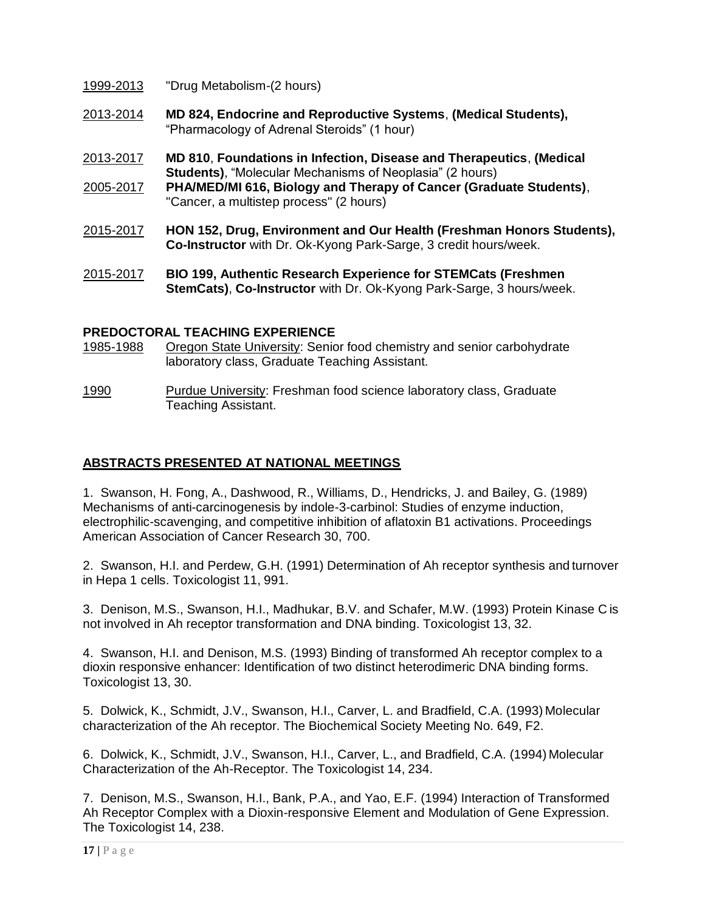1999-2013 "Drug Metabolism-(2 hours)

2013-2014 **MD 824, Endocrine and Reproductive Systems**, **(Medical Students),** "Pharmacology of Adrenal Steroids" (1 hour)

2013-2017 **MD 810**, **Foundations in Infection, Disease and Therapeutics**, **(Medical Students)**, "Molecular Mechanisms of Neoplasia" (2 hours)

2005-2017 **PHA/MED/MI 616, Biology and Therapy of Cancer (Graduate Students)**, "Cancer, a multistep process" (2 hours)

2015-2017 **HON 152, Drug, Environment and Our Health (Freshman Honors Students), Co-Instructor** with Dr. Ok-Kyong Park-Sarge, 3 credit hours/week.

2015-2017 **BIO 199, Authentic Research Experience for STEMCats (Freshmen StemCats)**, **Co-Instructor** with Dr. Ok-Kyong Park-Sarge, 3 hours/week.

### PREDOCTORAL TEACHING EXPERIENCE

1985-1988 Oregon State University: Senior food chemistry and senior carbohydrate laboratory class, Graduate Teaching Assistant.

1990 Purdue University: Freshman food science laboratory class, Graduate Teaching Assistant.

## ABSTRACTS PRESENTED AT NATIONAL MEETINGS

1. Swanson, H. Fong, A., Dashwood, R., Williams, D., Hendricks, J. and Bailey, G. (1989) Mechanisms of anti-carcinogenesis by indole-3-carbinol: Studies of enzyme induction, electrophilic-scavenging, and competitive inhibition of aflatoxin B1 activations. Proceedings American Association of Cancer Research 30, 700.

2. Swanson, H.I. and Perdew, G.H. (1991) Determination of Ah receptor synthesis and turnover in Hepa 1 cells. Toxicologist 11, 991.

3. Denison, M.S., Swanson, H.I., Madhukar, B.V. and Schafer, M.W. (1993) Protein Kinase C is not involved in Ah receptor transformation and DNA binding. Toxicologist 13, 32.

4. Swanson, H.I. and Denison, M.S. (1993) Binding of transformed Ah receptor complex to a dioxin responsive enhancer: Identification of two distinct heterodimeric DNA binding forms. Toxicologist 13, 30.

5. Dolwick, K., Schmidt, J.V., Swanson, H.I., Carver, L. and Bradfield, C.A. (1993) Molecular characterization of the Ah receptor. The Biochemical Society Meeting No. 649, F2.

6. Dolwick, K., Schmidt, J.V., Swanson, H.I., Carver, L., and Bradfield, C.A. (1994) Molecular Characterization of the Ah-Receptor. The Toxicologist 14, 234.

7. Denison, M.S., Swanson, H.I., Bank, P.A., and Yao, E.F. (1994) Interaction of Transformed Ah Receptor Complex with a Dioxin-responsive Element and Modulation of Gene Expression. The Toxicologist 14, 238.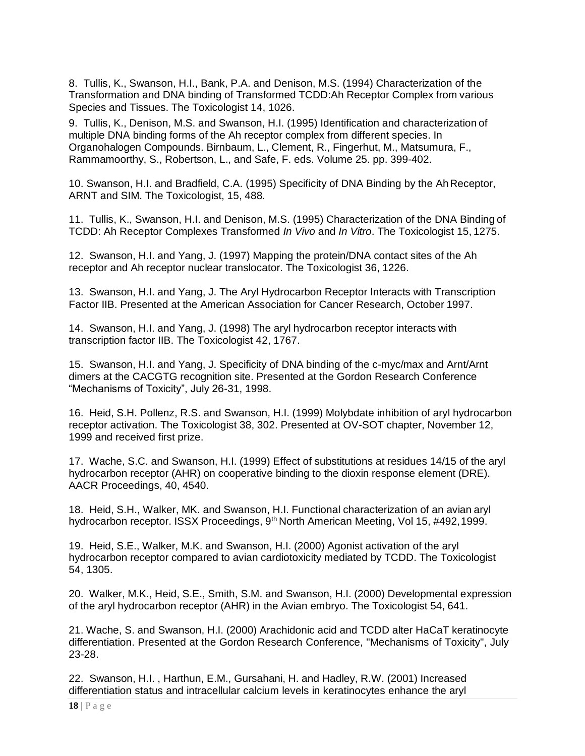8. Tullis, K., Swanson, H.I., Bank, P.A. and Denison, M.S. (1994) Characterization of the Transformation and DNA binding of Transformed TCDD:Ah Receptor Complex from various Species and Tissues. The Toxicologist 14, 1026.

9. Tullis, K., Denison, M.S. and Swanson, H.I. (1995) Identification and characterization of multiple DNA binding forms of the Ah receptor complex from different species. In Organohalogen Compounds. Birnbaum, L., Clement, R., Fingerhut, M., Matsumura, F., Rammamoorthy, S., Robertson, L., and Safe, F. eds. Volume 25. pp. 399-402.

10. Swanson, H.I. and Bradfield, C.A. (1995) Specificity of DNA Binding by the Ah Receptor, ARNT and SIM. The Toxicologist, 15, 488.

11. Tullis, K., Swanson, H.I. and Denison, M.S. (1995) Characterization of the DNA Binding of TCDD: Ah Receptor Complexes Transformed *In Vivo* and *In Vitro*. The Toxicologist 15, 1275.

12. Swanson, H.I. and Yang, J. (1997) Mapping the protein/DNA contact sites of the Ah receptor and Ah receptor nuclear translocator. The Toxicologist 36, 1226.

13. Swanson, H.I. and Yang, J. The Aryl Hydrocarbon Receptor Interacts with Transcription Factor IIB. Presented at the American Association for Cancer Research, October 1997.

14. Swanson, H.I. and Yang, J. (1998) The aryl hydrocarbon receptor interacts with transcription factor IIB. The Toxicologist 42, 1767.

15. Swanson, H.I. and Yang, J. Specificity of DNA binding of the c-myc/max and Arnt/Arnt dimers at the CACGTG recognition site. Presented at the Gordon Research Conference "Mechanisms of Toxicity", July 26-31, 1998.

16. Heid, S.H. Pollenz, R.S. and Swanson, H.I. (1999) Molybdate inhibition of aryl hydrocarbon receptor activation. The Toxicologist 38, 302. Presented at OV-SOT chapter, November 12, 1999 and received first prize.

17. Wache, S.C. and Swanson, H.I. (1999) Effect of substitutions at residues 14/15 of the aryl hydrocarbon receptor (AHR) on cooperative binding to the dioxin response element (DRE). AACR Proceedings, 40, 4540.

18. Heid, S.H., Walker, MK. and Swanson, H.I. Functional characterization of an avian aryl hydrocarbon receptor. ISSX Proceedings, 9th North American Meeting, Vol 15, #492, 1999.

19. Heid, S.E., Walker, M.K. and Swanson, H.I. (2000) Agonist activation of the aryl hydrocarbon receptor compared to avian cardiotoxicity mediated by TCDD. The Toxicologist 54, 1305.

20. Walker, M.K., Heid, S.E., Smith, S.M. and Swanson, H.I. (2000) Developmental expression of the aryl hydrocarbon receptor (AHR) in the Avian embryo. The Toxicologist 54, 641.

21. Wache, S. and Swanson, H.I. (2000) Arachidonic acid and TCDD alter HaCaT keratinocyte differentiation. Presented at the Gordon Research Conference, "Mechanisms of Toxicity", July 23-28.

22. Swanson, H.I. , Harthun, E.M., Gursahani, H. and Hadley, R.W. (2001) Increased differentiation status and intracellular calcium levels in keratinocytes enhance the aryl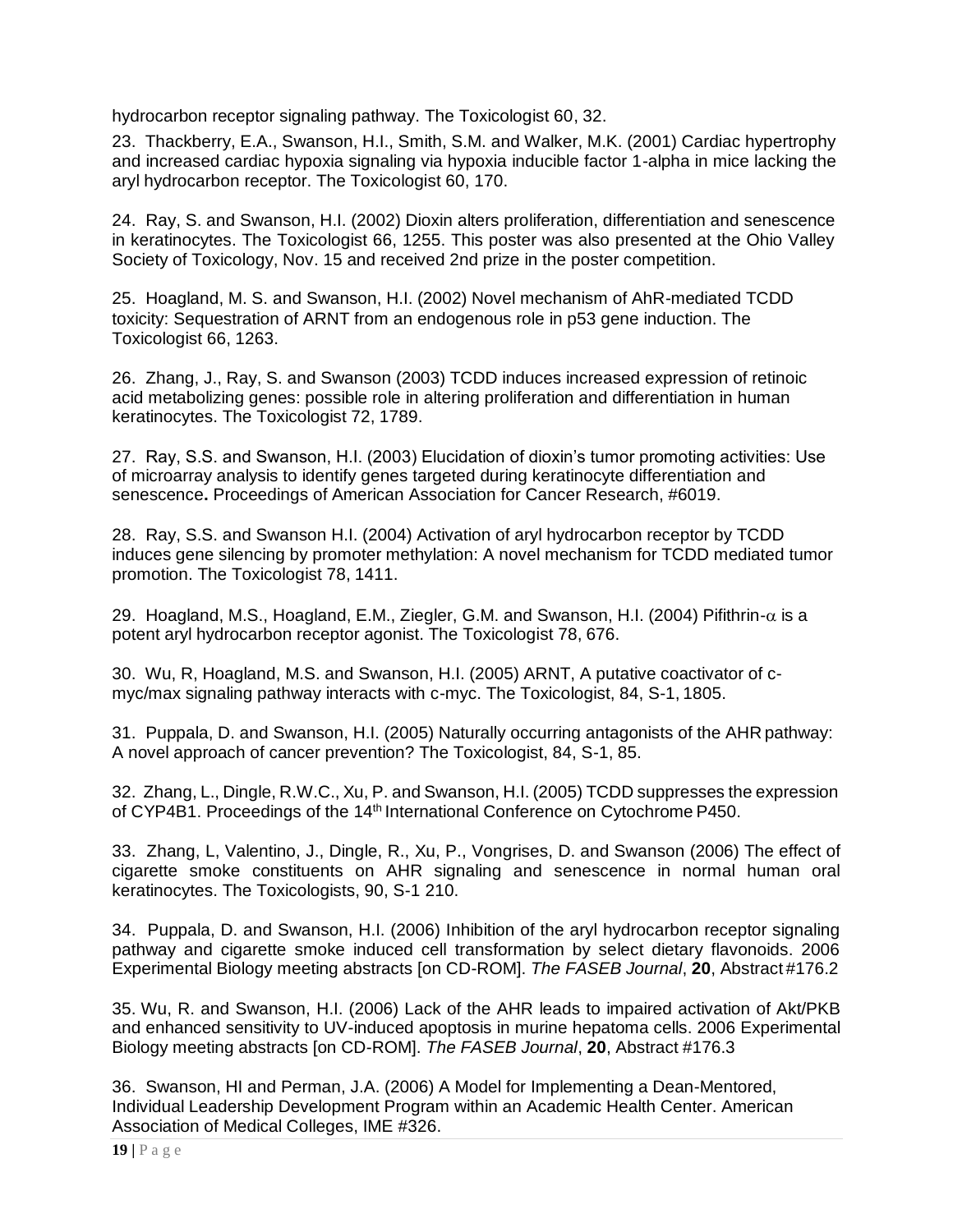hydrocarbon receptor signaling pathway. The Toxicologist 60, 32.

23. Thackberry, E.A., Swanson, H.I., Smith, S.M. and Walker, M.K. (2001) Cardiac hypertrophy and increased cardiac hypoxia signaling via hypoxia inducible factor 1-alpha in mice lacking the aryl hydrocarbon receptor. The Toxicologist 60, 170.

24. Ray, S. and Swanson, H.I. (2002) Dioxin alters proliferation, differentiation and senescence in keratinocytes. The Toxicologist 66, 1255. This poster was also presented at the Ohio Valley Society of Toxicology, Nov. 15 and received 2nd prize in the poster competition.

25. Hoagland, M. S. and Swanson, H.I. (2002) Novel mechanism of AhR-mediated TCDD toxicity: Sequestration of ARNT from an endogenous role in p53 gene induction. The Toxicologist 66, 1263.

26. Zhang, J., Ray, S. and Swanson (2003) TCDD induces increased expression of retinoic acid metabolizing genes: possible role in altering proliferation and differentiation in human keratinocytes. The Toxicologist 72, 1789.

27. Ray, S.S. and Swanson, H.I. (2003) Elucidation of dioxin's tumor promoting activities: Use of microarray analysis to identify genes targeted during keratinocyte differentiation and senescence**.** Proceedings of American Association for Cancer Research, #6019.

28. Ray, S.S. and Swanson H.I. (2004) Activation of aryl hydrocarbon receptor by TCDD induces gene silencing by promoter methylation: A novel mechanism for TCDD mediated tumor promotion. The Toxicologist 78, 1411.

29. Hoagland, M.S., Hoagland, E.M., Ziegler, G.M. and Swanson, H.I. (2004) Pifithrin-$\alpha$ is a potent aryl hydrocarbon receptor agonist. The Toxicologist 78, 676.

30. Wu, R, Hoagland, M.S. and Swanson, H.I. (2005) ARNT, A putative coactivator of c-myc/max signaling pathway interacts with c-myc. The Toxicologist, 84, S-1, 1805.

31. Puppala, D. and Swanson, H.I. (2005) Naturally occurring antagonists of the AHR pathway: A novel approach of cancer prevention? The Toxicologist, 84, S-1, 85.

32. Zhang, L., Dingle, R.W.C., Xu, P. and Swanson, H.I. (2005) TCDD suppresses the expression of CYP4B1. Proceedings of the 14th International Conference on Cytochrome P450.

33. Zhang, L, Valentino, J., Dingle, R., Xu, P., Vongrises, D. and Swanson (2006) The effect of cigarette smoke constituents on AHR signaling and senescence in normal human oral keratinocytes. The Toxicologists, 90, S-1 210.

34. Puppala, D. and Swanson, H.I. (2006) Inhibition of the aryl hydrocarbon receptor signaling pathway and cigarette smoke induced cell transformation by select dietary flavonoids. 2006 Experimental Biology meeting abstracts [on CD-ROM]. *The FASEB Journal*, **20**, Abstract #176.2

35. Wu, R. and Swanson, H.I. (2006) Lack of the AHR leads to impaired activation of Akt/PKB and enhanced sensitivity to UV-induced apoptosis in murine hepatoma cells. 2006 Experimental Biology meeting abstracts [on CD-ROM]. *The FASEB Journal*, **20**, Abstract #176.3

36. Swanson, HI and Perman, J.A. (2006) A Model for Implementing a Dean-Mentored, Individual Leadership Development Program within an Academic Health Center. American Association of Medical Colleges, IME #326.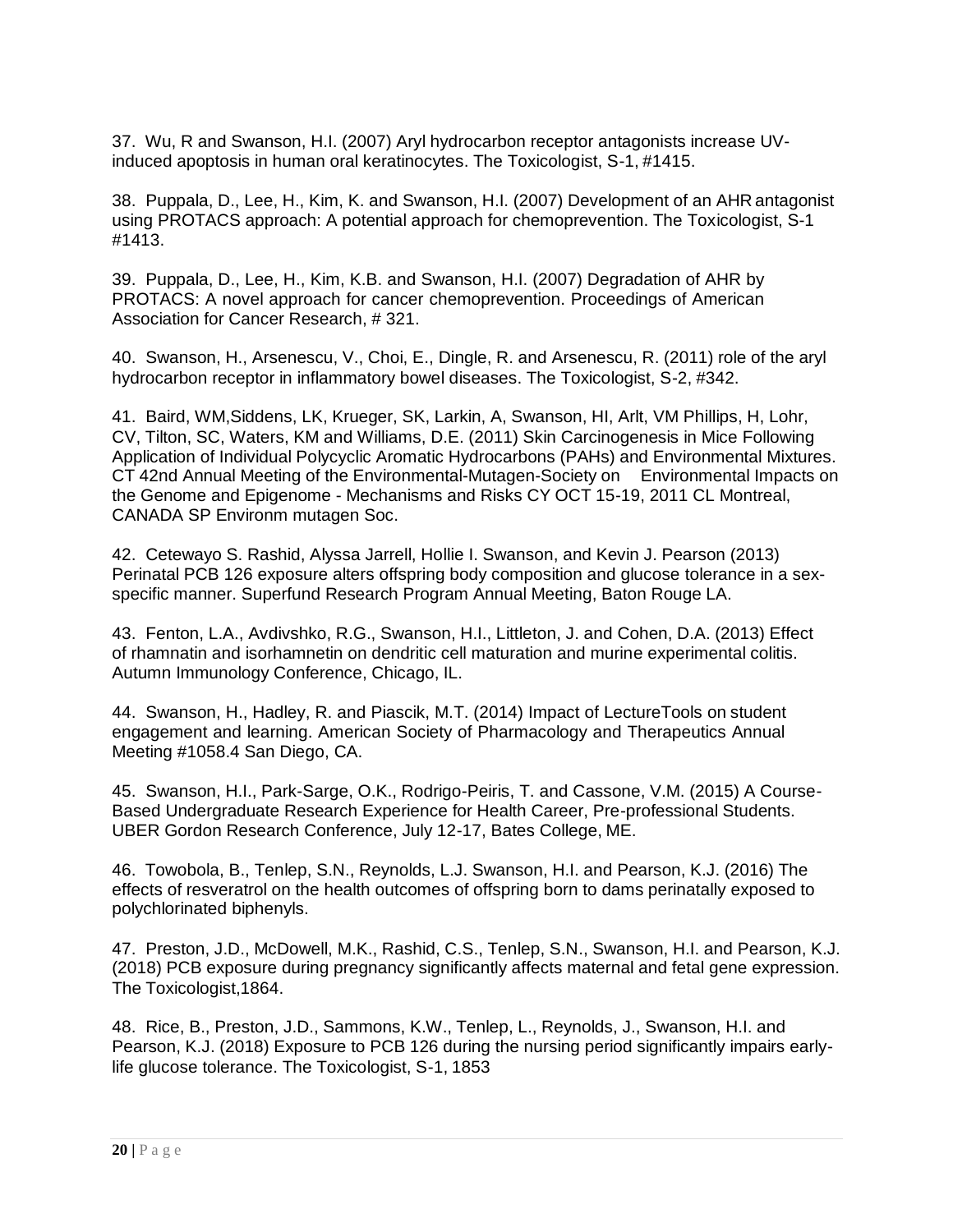37. Wu, R and Swanson, H.I. (2007) Aryl hydrocarbon receptor antagonists increase UV-induced apoptosis in human oral keratinocytes. The Toxicologist, S-1, #1415.

38. Puppala, D., Lee, H., Kim, K. and Swanson, H.I. (2007) Development of an AHR antagonist using PROTACS approach: A potential approach for chemoprevention. The Toxicologist, S-1 #1413.

39. Puppala, D., Lee, H., Kim, K.B. and Swanson, H.I. (2007) Degradation of AHR by PROTACS: A novel approach for cancer chemoprevention. Proceedings of American Association for Cancer Research, # 321.

40. Swanson, H., Arsenescu, V., Choi, E., Dingle, R. and Arsenescu, R. (2011) role of the aryl hydrocarbon receptor in inflammatory bowel diseases. The Toxicologist, S-2, #342.

41. Baird, WM,Siddens, LK, Krueger, SK, Larkin, A, Swanson, HI, Arlt, VM Phillips, H, Lohr, CV, Tilton, SC, Waters, KM and Williams, D.E. (2011) Skin Carcinogenesis in Mice Following Application of Individual Polycyclic Aromatic Hydrocarbons (PAHs) and Environmental Mixtures. CT 42nd Annual Meeting of the Environmental-Mutagen-Society on Environmental Impacts on the Genome and Epigenome - Mechanisms and Risks CY OCT 15-19, 2011 CL Montreal, CANADA SP Environm mutagen Soc.

42. Cetewayo S. Rashid, Alyssa Jarrell, Hollie I. Swanson, and Kevin J. Pearson (2013) Perinatal PCB 126 exposure alters offspring body composition and glucose tolerance in a sex-specific manner. Superfund Research Program Annual Meeting, Baton Rouge LA.

43. Fenton, L.A., Avdivshko, R.G., Swanson, H.I., Littleton, J. and Cohen, D.A. (2013) Effect of rhamnatin and isorhamnetin on dendritic cell maturation and murine experimental colitis. Autumn Immunology Conference, Chicago, IL.

44. Swanson, H., Hadley, R. and Piascik, M.T. (2014) Impact of LectureTools on student engagement and learning. American Society of Pharmacology and Therapeutics Annual Meeting #1058.4 San Diego, CA.

45. Swanson, H.I., Park-Sarge, O.K., Rodrigo-Peiris, T. and Cassone, V.M. (2015) A Course-Based Undergraduate Research Experience for Health Career, Pre-professional Students. UBER Gordon Research Conference, July 12-17, Bates College, ME.

46. Towobola, B., Tenlep, S.N., Reynolds, L.J. Swanson, H.I. and Pearson, K.J. (2016) The effects of resveratrol on the health outcomes of offspring born to dams perinatally exposed to polychlorinated biphenyls.

47. Preston, J.D., McDowell, M.K., Rashid, C.S., Tenlep, S.N., Swanson, H.I. and Pearson, K.J. (2018) PCB exposure during pregnancy significantly affects maternal and fetal gene expression. The Toxicologist,1864.

48. Rice, B., Preston, J.D., Sammons, K.W., Tenlep, L., Reynolds, J., Swanson, H.I. and Pearson, K.J. (2018) Exposure to PCB 126 during the nursing period significantly impairs early-life glucose tolerance. The Toxicologist, S-1, 1853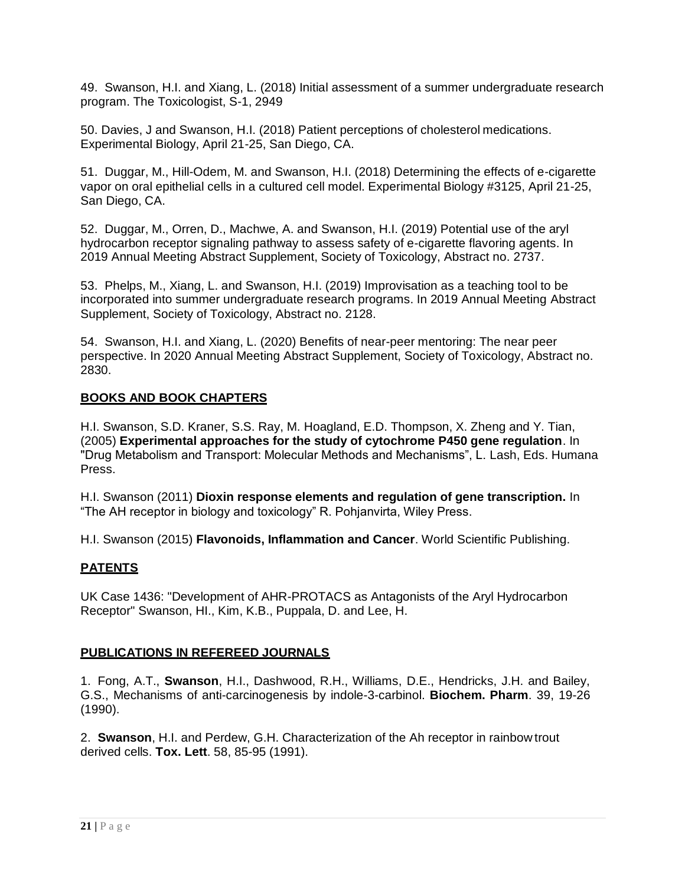49. Swanson, H.I. and Xiang, L. (2018) Initial assessment of a summer undergraduate research program. The Toxicologist, S-1, 2949

50. Davies, J and Swanson, H.I. (2018) Patient perceptions of cholesterol medications. Experimental Biology, April 21-25, San Diego, CA.

51. Duggar, M., Hill-Odem, M. and Swanson, H.I. (2018) Determining the effects of e-cigarette vapor on oral epithelial cells in a cultured cell model. Experimental Biology #3125, April 21-25, San Diego, CA.

52. Duggar, M., Orren, D., Machwe, A. and Swanson, H.I. (2019) Potential use of the aryl hydrocarbon receptor signaling pathway to assess safety of e-cigarette flavoring agents. In 2019 Annual Meeting Abstract Supplement, Society of Toxicology, Abstract no. 2737.

53. Phelps, M., Xiang, L. and Swanson, H.I. (2019) Improvisation as a teaching tool to be incorporated into summer undergraduate research programs. In 2019 Annual Meeting Abstract Supplement, Society of Toxicology, Abstract no. 2128.

54. Swanson, H.I. and Xiang, L. (2020) Benefits of near-peer mentoring: The near peer perspective. In 2020 Annual Meeting Abstract Supplement, Society of Toxicology, Abstract no. 2830.

## BOOKS AND BOOK CHAPTERS

H.I. Swanson, S.D. Kraner, S.S. Ray, M. Hoagland, E.D. Thompson, X. Zheng and Y. Tian, (2005) **Experimental approaches for the study of cytochrome P450 gene regulation**. In "Drug Metabolism and Transport: Molecular Methods and Mechanisms", L. Lash, Eds. Humana Press.

H.I. Swanson (2011) **Dioxin response elements and regulation of gene transcription.** In "The AH receptor in biology and toxicology" R. Pohjanvirta, Wiley Press.

H.I. Swanson (2015) **Flavonoids, Inflammation and Cancer**. World Scientific Publishing.

## PATENTS

UK Case 1436: "Development of AHR-PROTACS as Antagonists of the Aryl Hydrocarbon Receptor" Swanson, HI., Kim, K.B., Puppala, D. and Lee, H.

## PUBLICATIONS IN REFEREED JOURNALS

1. Fong, A.T., **Swanson**, H.I., Dashwood, R.H., Williams, D.E., Hendricks, J.H. and Bailey, G.S., Mechanisms of anti-carcinogenesis by indole-3-carbinol. **Biochem. Pharm**. 39, 19-26 (1990).

2. **Swanson**, H.I. and Perdew, G.H. Characterization of the Ah receptor in rainbow trout derived cells. **Tox. Lett**. 58, 85-95 (1991).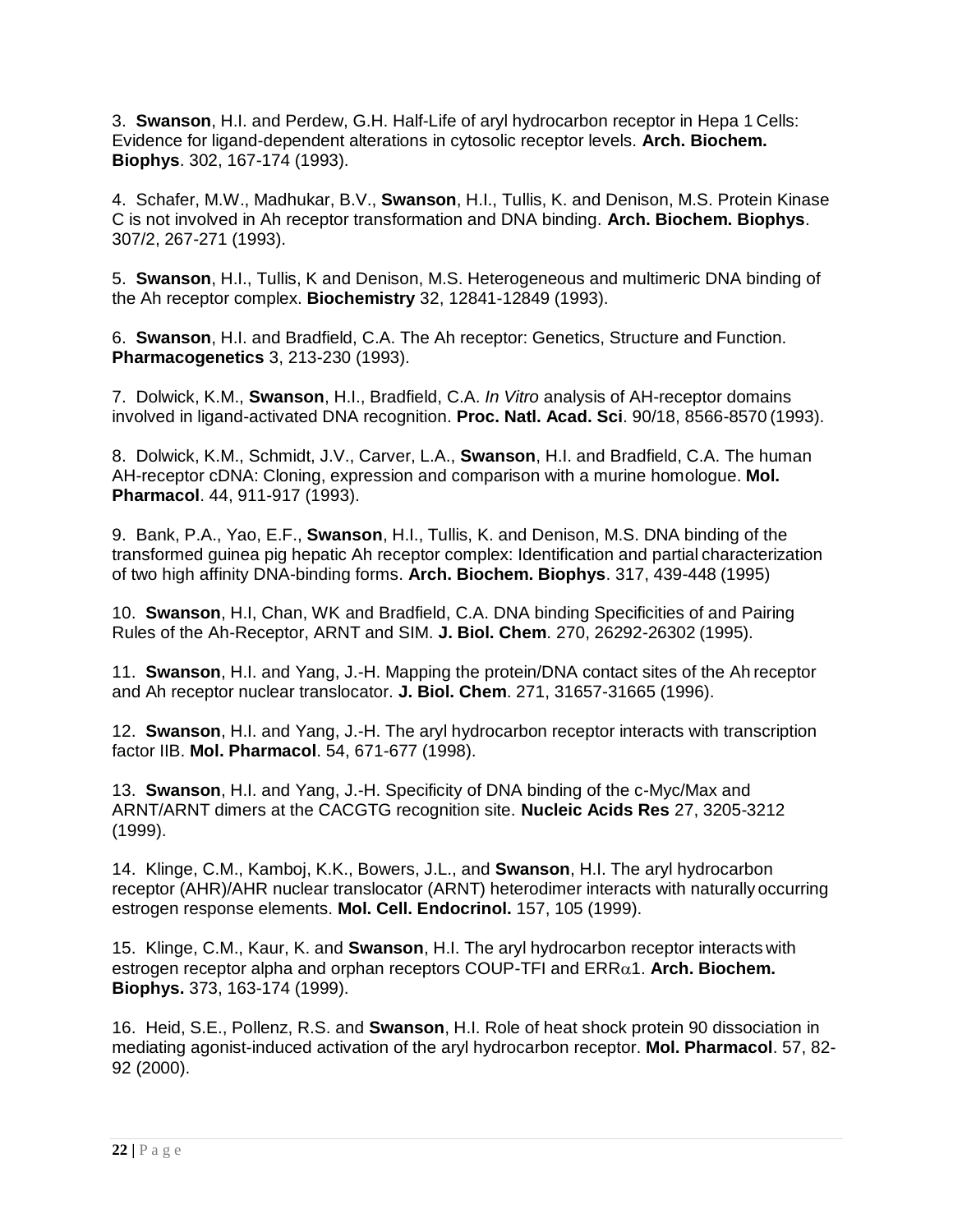3. **Swanson**, H.I. and Perdew, G.H. Half-Life of aryl hydrocarbon receptor in Hepa 1 Cells: Evidence for ligand-dependent alterations in cytosolic receptor levels. **Arch. Biochem. Biophys**. 302, 167-174 (1993).

4. Schafer, M.W., Madhukar, B.V., **Swanson**, H.I., Tullis, K. and Denison, M.S. Protein Kinase C is not involved in Ah receptor transformation and DNA binding. **Arch. Biochem. Biophys**. 307/2, 267-271 (1993).

5. **Swanson**, H.I., Tullis, K and Denison, M.S. Heterogeneous and multimeric DNA binding of the Ah receptor complex. **Biochemistry** 32, 12841-12849 (1993).

6. **Swanson**, H.I. and Bradfield, C.A. The Ah receptor: Genetics, Structure and Function. **Pharmacogenetics** 3, 213-230 (1993).

7. Dolwick, K.M., **Swanson**, H.I., Bradfield, C.A. *In Vitro* analysis of AH-receptor domains involved in ligand-activated DNA recognition. **Proc. Natl. Acad. Sci**. 90/18, 8566-8570 (1993).

8. Dolwick, K.M., Schmidt, J.V., Carver, L.A., **Swanson**, H.I. and Bradfield, C.A. The human AH-receptor cDNA: Cloning, expression and comparison with a murine homologue. **Mol. Pharmacol**. 44, 911-917 (1993).

9. Bank, P.A., Yao, E.F., **Swanson**, H.I., Tullis, K. and Denison, M.S. DNA binding of the transformed guinea pig hepatic Ah receptor complex: Identification and partial characterization of two high affinity DNA-binding forms. **Arch. Biochem. Biophys**. 317, 439-448 (1995)

10. **Swanson**, H.I, Chan, WK and Bradfield, C.A. DNA binding Specificities of and Pairing Rules of the Ah-Receptor, ARNT and SIM. **J. Biol. Chem**. 270, 26292-26302 (1995).

11. **Swanson**, H.I. and Yang, J.-H. Mapping the protein/DNA contact sites of the Ah receptor and Ah receptor nuclear translocator. **J. Biol. Chem**. 271, 31657-31665 (1996).

12. **Swanson**, H.I. and Yang, J.-H. The aryl hydrocarbon receptor interacts with transcription factor IIB. **Mol. Pharmacol**. 54, 671-677 (1998).

13. **Swanson**, H.I. and Yang, J.-H. Specificity of DNA binding of the c-Myc/Max and ARNT/ARNT dimers at the CACGTG recognition site. **Nucleic Acids Res** 27, 3205-3212 (1999).

14. Klinge, C.M., Kamboj, K.K., Bowers, J.L., and **Swanson**, H.I. The aryl hydrocarbon receptor (AHR)/AHR nuclear translocator (ARNT) heterodimer interacts with naturally occurring estrogen response elements. **Mol. Cell. Endocrinol.** 157, 105 (1999).

15. Klinge, C.M., Kaur, K. and **Swanson**, H.I. The aryl hydrocarbon receptor interacts with estrogen receptor alpha and orphan receptors COUP-TFI and ERRα1. **Arch. Biochem. Biophys.** 373, 163-174 (1999).

16. Heid, S.E., Pollenz, R.S. and **Swanson**, H.I. Role of heat shock protein 90 dissociation in mediating agonist-induced activation of the aryl hydrocarbon receptor. **Mol. Pharmacol**. 57, 82-92 (2000).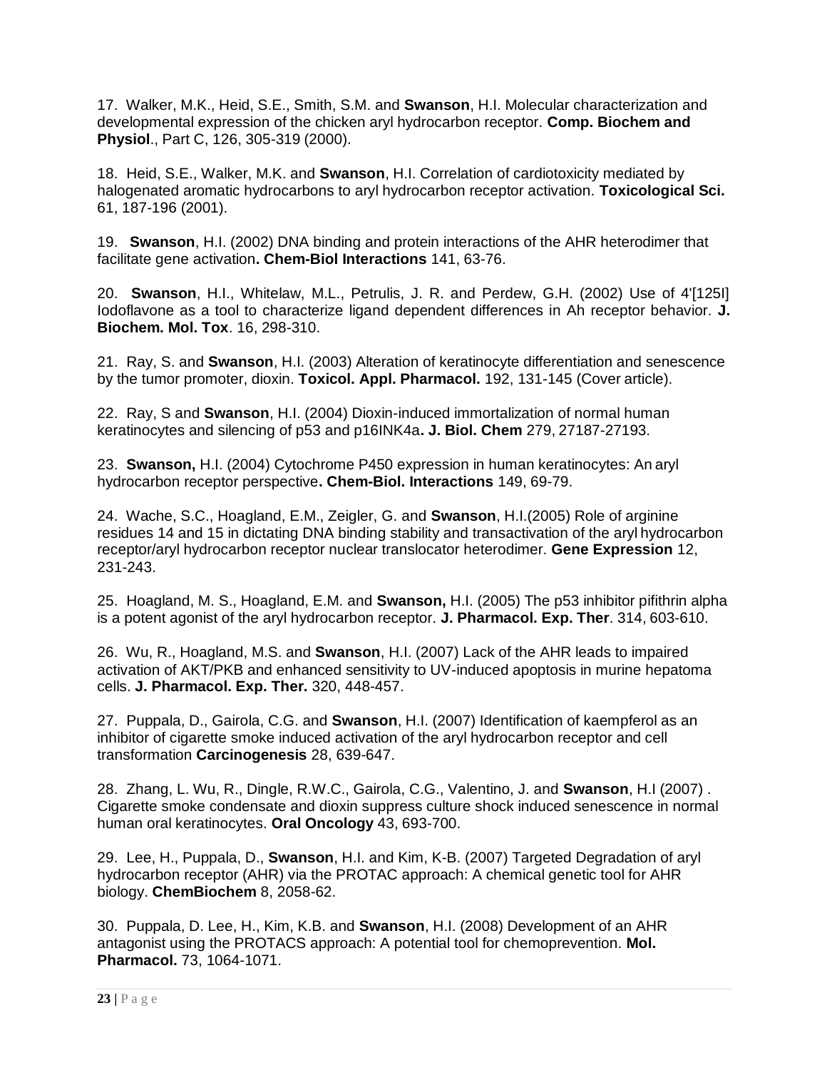17. Walker, M.K., Heid, S.E., Smith, S.M. and **Swanson**, H.I. Molecular characterization and developmental expression of the chicken aryl hydrocarbon receptor. **Comp. Biochem and Physiol**., Part C, 126, 305-319 (2000).

18. Heid, S.E., Walker, M.K. and **Swanson**, H.I. Correlation of cardiotoxicity mediated by halogenated aromatic hydrocarbons to aryl hydrocarbon receptor activation. **Toxicological Sci.** 61, 187-196 (2001).

19. **Swanson**, H.I. (2002) DNA binding and protein interactions of the AHR heterodimer that facilitate gene activation**. Chem-Biol Interactions** 141, 63-76.

20. **Swanson**, H.I., Whitelaw, M.L., Petrulis, J. R. and Perdew, G.H. (2002) Use of 4'[125I] Iodoflavone as a tool to characterize ligand dependent differences in Ah receptor behavior. **J. Biochem. Mol. Tox**. 16, 298-310.

21. Ray, S. and **Swanson**, H.I. (2003) Alteration of keratinocyte differentiation and senescence by the tumor promoter, dioxin. **Toxicol. Appl. Pharmacol.** 192, 131-145 (Cover article).

22. Ray, S and **Swanson**, H.I. (2004) Dioxin-induced immortalization of normal human keratinocytes and silencing of p53 and p16INK4a**. J. Biol. Chem** 279, 27187-27193.

23. **Swanson,** H.I. (2004) Cytochrome P450 expression in human keratinocytes: An aryl hydrocarbon receptor perspective**. Chem-Biol. Interactions** 149, 69-79.

24. Wache, S.C., Hoagland, E.M., Zeigler, G. and **Swanson**, H.I.(2005) Role of arginine residues 14 and 15 in dictating DNA binding stability and transactivation of the aryl hydrocarbon receptor/aryl hydrocarbon receptor nuclear translocator heterodimer. **Gene Expression** 12, 231-243.

25. Hoagland, M. S., Hoagland, E.M. and **Swanson,** H.I. (2005) The p53 inhibitor pifithrin alpha is a potent agonist of the aryl hydrocarbon receptor. **J. Pharmacol. Exp. Ther**. 314, 603-610.

26. Wu, R., Hoagland, M.S. and **Swanson**, H.I. (2007) Lack of the AHR leads to impaired activation of AKT/PKB and enhanced sensitivity to UV-induced apoptosis in murine hepatoma cells. **J. Pharmacol. Exp. Ther.** 320, 448-457.

27. Puppala, D., Gairola, C.G. and **Swanson**, H.I. (2007) Identification of kaempferol as an inhibitor of cigarette smoke induced activation of the aryl hydrocarbon receptor and cell transformation **Carcinogenesis** 28, 639-647.

28. Zhang, L. Wu, R., Dingle, R.W.C., Gairola, C.G., Valentino, J. and **Swanson**, H.I (2007) . Cigarette smoke condensate and dioxin suppress culture shock induced senescence in normal human oral keratinocytes. **Oral Oncology** 43, 693-700.

29. Lee, H., Puppala, D., **Swanson**, H.I. and Kim, K-B. (2007) Targeted Degradation of aryl hydrocarbon receptor (AHR) via the PROTAC approach: A chemical genetic tool for AHR biology. **ChemBiochem** 8, 2058-62.

30. Puppala, D. Lee, H., Kim, K.B. and **Swanson**, H.I. (2008) Development of an AHR antagonist using the PROTACS approach: A potential tool for chemoprevention. **Mol. Pharmacol.** 73, 1064-1071.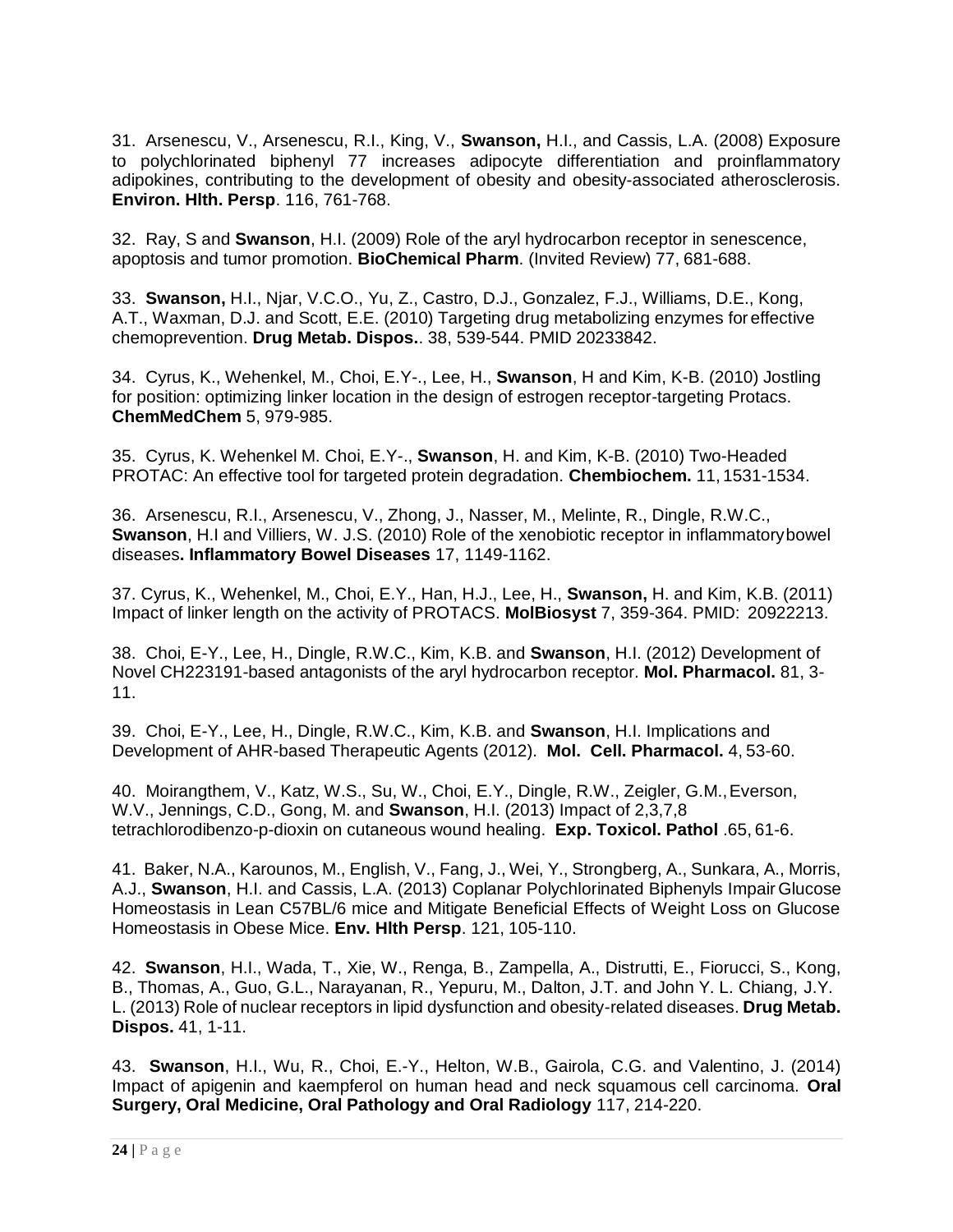31. Arsenescu, V., Arsenescu, R.I., King, V., **Swanson,** H.I., and Cassis, L.A. (2008) Exposure to polychlorinated biphenyl 77 increases adipocyte differentiation and proinflammatory adipokines, contributing to the development of obesity and obesity-associated atherosclerosis. **Environ. Hlth. Persp**. 116, 761-768.

32. Ray, S and **Swanson**, H.I. (2009) Role of the aryl hydrocarbon receptor in senescence, apoptosis and tumor promotion. **BioChemical Pharm**. (Invited Review) 77, 681-688.

33. **Swanson,** H.I., Njar, V.C.O., Yu, Z., Castro, D.J., Gonzalez, F.J., Williams, D.E., Kong, A.T., Waxman, D.J. and Scott, E.E. (2010) Targeting drug metabolizing enzymes for effective chemoprevention. **Drug Metab. Dispos.**. 38, 539-544. PMID 20233842.

34. Cyrus, K., Wehenkel, M., Choi, E.Y-., Lee, H., **Swanson**, H and Kim, K-B. (2010) Jostling for position: optimizing linker location in the design of estrogen receptor-targeting Protacs. **ChemMedChem** 5, 979-985.

35. Cyrus, K. Wehenkel M. Choi, E.Y-., **Swanson**, H. and Kim, K-B. (2010) Two-Headed PROTAC: An effective tool for targeted protein degradation. **Chembiochem.** 11, 1531-1534.

36. Arsenescu, R.I., Arsenescu, V., Zhong, J., Nasser, M., Melinte, R., Dingle, R.W.C., **Swanson**, H.I and Villiers, W. J.S. (2010) Role of the xenobiotic receptor in inflammatory bowel diseases**. Inflammatory Bowel Diseases** 17, 1149-1162.

37. Cyrus, K., Wehenkel, M., Choi, E.Y., Han, H.J., Lee, H., **Swanson,** H. and Kim, K.B. (2011) Impact of linker length on the activity of PROTACS. **MolBiosyst** 7, 359-364. PMID: 20922213.

38. Choi, E-Y., Lee, H., Dingle, R.W.C., Kim, K.B. and **Swanson**, H.I. (2012) Development of Novel CH223191-based antagonists of the aryl hydrocarbon receptor. **Mol. Pharmacol.** 81, 3-11.

39. Choi, E-Y., Lee, H., Dingle, R.W.C., Kim, K.B. and **Swanson**, H.I. Implications and Development of AHR-based Therapeutic Agents (2012). **Mol. Cell. Pharmacol.** 4, 53-60.

40. Moirangthem, V., Katz, W.S., Su, W., Choi, E.Y., Dingle, R.W., Zeigler, G.M., Everson, W.V., Jennings, C.D., Gong, M. and **Swanson**, H.I. (2013) Impact of 2,3,7,8 tetrachlorodibenzo-p-dioxin on cutaneous wound healing. **Exp. Toxicol. Pathol** .65, 61-6.

41. Baker, N.A., Karounos, M., English, V., Fang, J., Wei, Y., Strongberg, A., Sunkara, A., Morris, A.J., **Swanson**, H.I. and Cassis, L.A. (2013) Coplanar Polychlorinated Biphenyls Impair Glucose Homeostasis in Lean C57BL/6 mice and Mitigate Beneficial Effects of Weight Loss on Glucose Homeostasis in Obese Mice. **Env. Hlth Persp**. 121, 105-110.

42. **Swanson**, H.I., Wada, T., Xie, W., Renga, B., Zampella, A., Distrutti, E., Fiorucci, S., Kong, B., Thomas, A., Guo, G.L., Narayanan, R., Yepuru, M., Dalton, J.T. and John Y. L. Chiang, J.Y. L. (2013) Role of nuclear receptors in lipid dysfunction and obesity-related diseases. **Drug Metab. Dispos.** 41, 1-11.

43. **Swanson**, H.I., Wu, R., Choi, E.-Y., Helton, W.B., Gairola, C.G. and Valentino, J. (2014) Impact of apigenin and kaempferol on human head and neck squamous cell carcinoma. **Oral Surgery, Oral Medicine, Oral Pathology and Oral Radiology** 117, 214-220.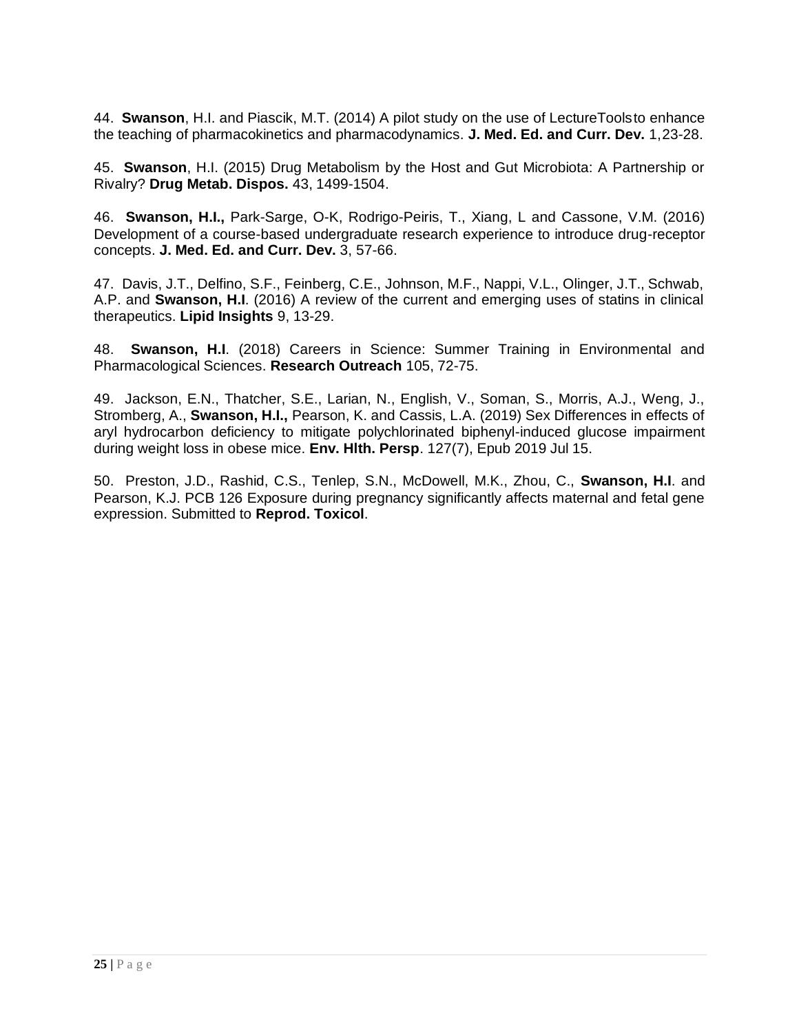44. **Swanson**, H.I. and Piascik, M.T. (2014) A pilot study on the use of LectureTools to enhance the teaching of pharmacokinetics and pharmacodynamics. **J. Med. Ed. and Curr. Dev.** 1, 23-28.

45. **Swanson**, H.I. (2015) Drug Metabolism by the Host and Gut Microbiota: A Partnership or Rivalry? **Drug Metab. Dispos.** 43, 1499-1504.

46. **Swanson, H.I.,** Park-Sarge, O-K, Rodrigo-Peiris, T., Xiang, L and Cassone, V.M. (2016) Development of a course-based undergraduate research experience to introduce drug-receptor concepts. **J. Med. Ed. and Curr. Dev.** 3, 57-66.

47. Davis, J.T., Delfino, S.F., Feinberg, C.E., Johnson, M.F., Nappi, V.L., Olinger, J.T., Schwab, A.P. and **Swanson, H.I**. (2016) A review of the current and emerging uses of statins in clinical therapeutics. **Lipid Insights** 9, 13-29.

48. **Swanson, H.I**. (2018) Careers in Science: Summer Training in Environmental and Pharmacological Sciences. **Research Outreach** 105, 72-75.

49. Jackson, E.N., Thatcher, S.E., Larian, N., English, V., Soman, S., Morris, A.J., Weng, J., Stromberg, A., **Swanson, H.I.,** Pearson, K. and Cassis, L.A. (2019) Sex Differences in effects of aryl hydrocarbon deficiency to mitigate polychlorinated biphenyl-induced glucose impairment during weight loss in obese mice. **Env. Hlth. Persp**. 127(7), Epub 2019 Jul 15.

50. Preston, J.D., Rashid, C.S., Tenlep, S.N., McDowell, M.K., Zhou, C., **Swanson, H.I**. and Pearson, K.J. PCB 126 Exposure during pregnancy significantly affects maternal and fetal gene expression. Submitted to **Reprod. Toxicol**.